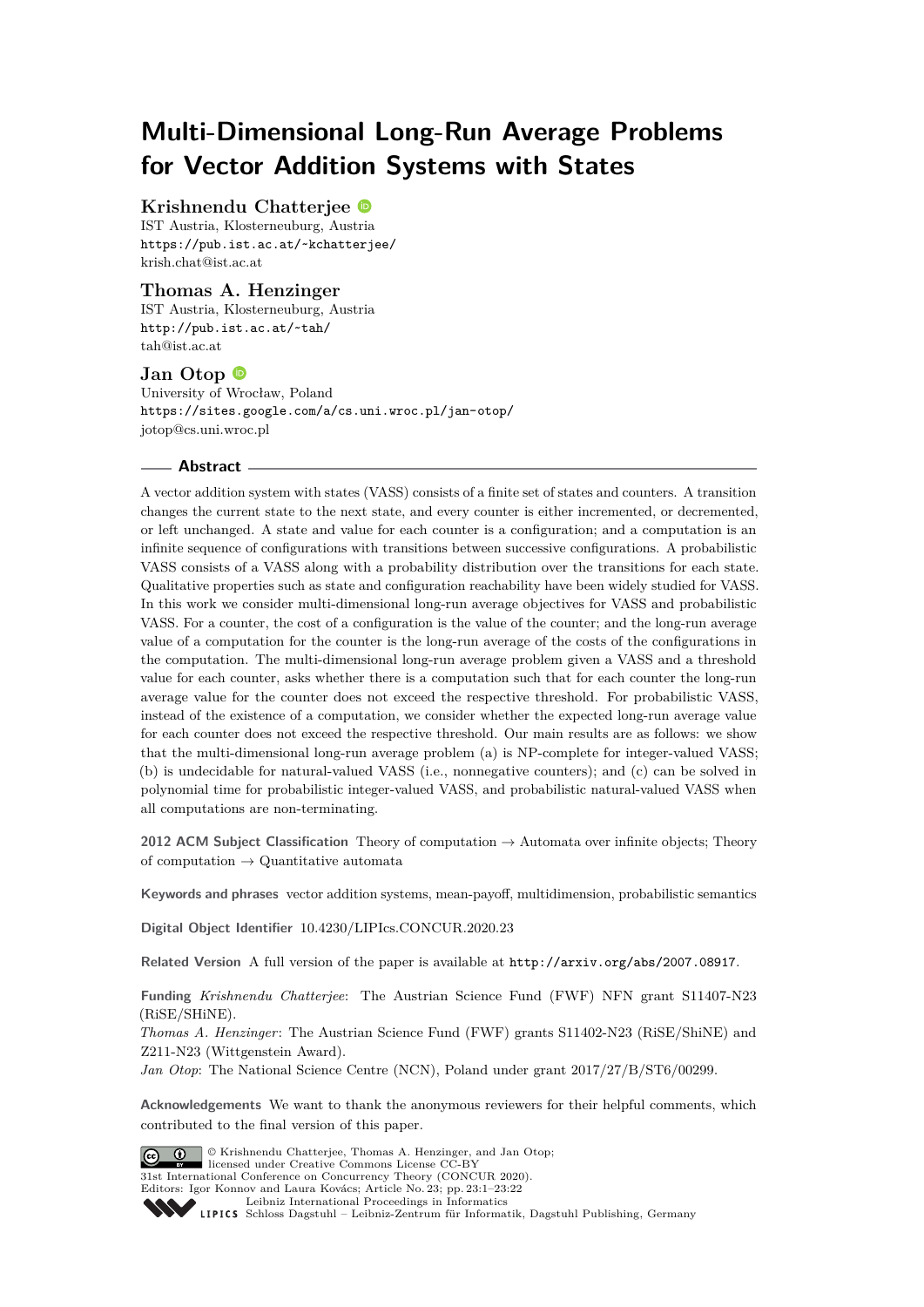# Multi-Dimensional Long-Run Average Problems for Vector Addition Systems with States

**Krishnendu Chatterjee**
IST Austria, Klosterneuburg, Austria
https://pub.ist.ac.at/~kchatterjee/
krish.chat@ist.ac.at

**Thomas A. Henzinger**
IST Austria, Klosterneuburg, Austria
http://pub.ist.ac.at/~tah/
tah@ist.ac.at

**Jan Otop**
University of Wrocław, Poland
https://sites.google.com/a/cs.uni.wroc.pl/jan-otop/
jotop@cs.uni.wroc.pl

## Abstract

A vector addition system with states (VASS) consists of a finite set of states and counters. A transition changes the current state to the next state, and every counter is either incremented, or decremented, or left unchanged. A state and value for each counter is a configuration; and a computation is an infinite sequence of configurations with transitions between successive configurations. A probabilistic VASS consists of a VASS along with a probability distribution over the transitions for each state. Qualitative properties such as state and configuration reachability have been widely studied for VASS. In this work we consider multi-dimensional long-run average objectives for VASS and probabilistic VASS. For a counter, the cost of a configuration is the value of the counter; and the long-run average value of a computation for the counter is the long-run average of the costs of the configurations in the computation. The multi-dimensional long-run average problem given a VASS and a threshold value for each counter, asks whether there is a computation such that for each counter the long-run average value for the counter does not exceed the respective threshold. For probabilistic VASS, instead of the existence of a computation, we consider whether the expected long-run average value for each counter does not exceed the respective threshold. Our main results are as follows: we show that the multi-dimensional long-run average problem (a) is NP-complete for integer-valued VASS; (b) is undecidable for natural-valued VASS (i.e., nonnegative counters); and (c) can be solved in polynomial time for probabilistic integer-valued VASS, and probabilistic natural-valued VASS when all computations are non-terminating.

**2012 ACM Subject Classification** Theory of computation → Automata over infinite objects; Theory of computation → Quantitative automata

**Keywords and phrases** vector addition systems, mean-payoff, multidimension, probabilistic semantics

**Digital Object Identifier** 10.4230/LIPIcs.CONCUR.2020.23

**Related Version** A full version of the paper is available at http://arxiv.org/abs/2007.08917.

**Funding** *Krishnendu Chatterjee*: The Austrian Science Fund (FWF) NFN grant S11407-N23 (RiSE/SHiNE).
*Thomas A. Henzinger*: The Austrian Science Fund (FWF) grants S11402-N23 (RiSE/ShiNE) and Z211-N23 (Wittgenstein Award).
*Jan Otop*: The National Science Centre (NCN), Poland under grant 2017/27/B/ST6/00299.

**Acknowledgements** We want to thank the anonymous reviewers for their helpful comments, which contributed to the final version of this paper.

© Krishnendu Chatterjee, Thomas A. Henzinger, and Jan Otop; licensed under Creative Commons License CC-BY
31st International Conference on Concurrency Theory (CONCUR 2020).
Editors: Igor Konnov and Laura Kovács; Article No. 23; pp. 23:1–23:22
Leibniz International Proceedings in Informatics
Schloss Dagstuhl – Leibniz-Zentrum für Informatik, Dagstuhl Publishing, Germany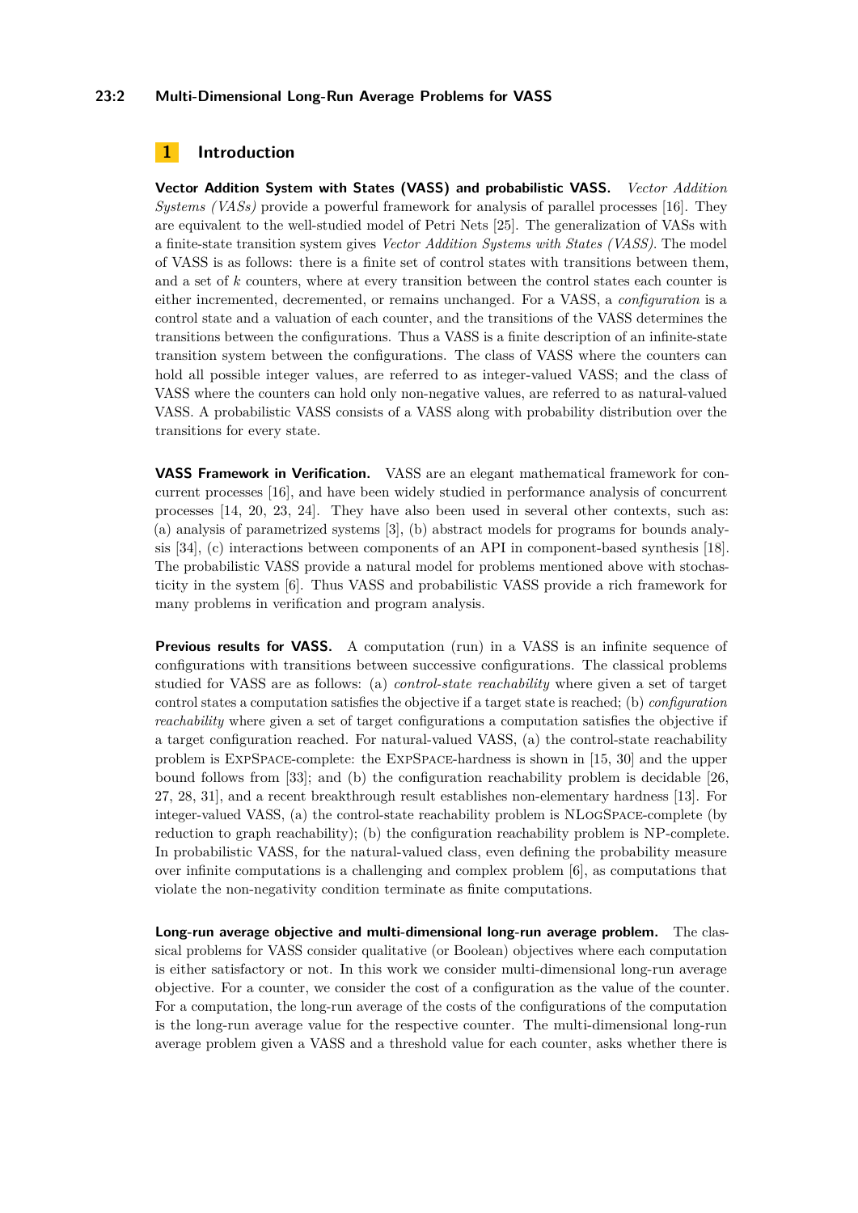## 1 Introduction

**Vector Addition System with States (VASS) and probabilistic VASS.** *Vector Addition Systems (VASs)* provide a powerful framework for analysis of parallel processes [16]. They are equivalent to the well-studied model of Petri Nets [25]. The generalization of VASs with a finite-state transition system gives *Vector Addition Systems with States (VASS)*. The model of VASS is as follows: there is a finite set of control states with transitions between them, and a set of $k$ counters, where at every transition between the control states each counter is either incremented, decremented, or remains unchanged. For a VASS, a *configuration* is a control state and a valuation of each counter, and the transitions of the VASS determines the transitions between the configurations. Thus a VASS is a finite description of an infinite-state transition system between the configurations. The class of VASS where the counters can hold all possible integer values, are referred to as integer-valued VASS; and the class of VASS where the counters can hold only non-negative values, are referred to as natural-valued VASS. A probabilistic VASS consists of a VASS along with probability distribution over the transitions for every state.

**VASS Framework in Verification.** VASS are an elegant mathematical framework for concurrent processes [16], and have been widely studied in performance analysis of concurrent processes [14, 20, 23, 24]. They have also been used in several other contexts, such as: (a) analysis of parametrized systems [3], (b) abstract models for programs for bounds analysis [34], (c) interactions between components of an API in component-based synthesis [18]. The probabilistic VASS provide a natural model for problems mentioned above with stochasticity in the system [6]. Thus VASS and probabilistic VASS provide a rich framework for many problems in verification and program analysis.

**Previous results for VASS.** A computation (run) in a VASS is an infinite sequence of configurations with transitions between successive configurations. The classical problems studied for VASS are as follows: (a) *control-state reachability* where given a set of target control states a computation satisfies the objective if a target state is reached; (b) *configuration reachability* where given a set of target configurations a computation satisfies the objective if a target configuration reached. For natural-valued VASS, (a) the control-state reachability problem is ExpSpace-complete: the ExpSpace-hardness is shown in [15, 30] and the upper bound follows from [33]; and (b) the configuration reachability problem is decidable [26, 27, 28, 31], and a recent breakthrough result establishes non-elementary hardness [13]. For integer-valued VASS, (a) the control-state reachability problem is NLogSpace-complete (by reduction to graph reachability); (b) the configuration reachability problem is NP-complete. In probabilistic VASS, for the natural-valued class, even defining the probability measure over infinite computations is a challenging and complex problem [6], as computations that violate the non-negativity condition terminate as finite computations.

**Long-run average objective and multi-dimensional long-run average problem.** The classical problems for VASS consider qualitative (or Boolean) objectives where each computation is either satisfactory or not. In this work we consider multi-dimensional long-run average objective. For a counter, we consider the cost of a configuration as the value of the counter. For a computation, the long-run average of the costs of the configurations of the computation is the long-run average value for the respective counter. The multi-dimensional long-run average problem given a VASS and a threshold value for each counter, asks whether there is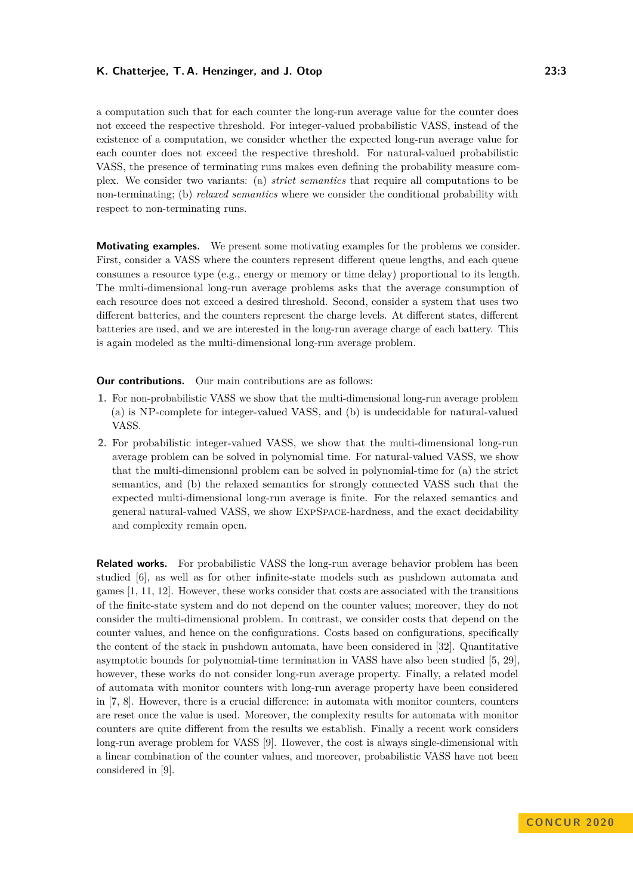a computation such that for each counter the long-run average value for the counter does not exceed the respective threshold. For integer-valued probabilistic VASS, instead of the existence of a computation, we consider whether the expected long-run average value for each counter does not exceed the respective threshold. For natural-valued probabilistic VASS, the presence of terminating runs makes even defining the probability measure complex. We consider two variants: (a) *strict semantics* that require all computations to be non-terminating; (b) *relaxed semantics* where we consider the conditional probability with respect to non-terminating runs.

**Motivating examples.** We present some motivating examples for the problems we consider. First, consider a VASS where the counters represent different queue lengths, and each queue consumes a resource type (e.g., energy or memory or time delay) proportional to its length. The multi-dimensional long-run average problems asks that the average consumption of each resource does not exceed a desired threshold. Second, consider a system that uses two different batteries, and the counters represent the charge levels. At different states, different batteries are used, and we are interested in the long-run average charge of each battery. This is again modeled as the multi-dimensional long-run average problem.

**Our contributions.** Our main contributions are as follows:

1. For non-probabilistic VASS we show that the multi-dimensional long-run average problem (a) is NP-complete for integer-valued VASS, and (b) is undecidable for natural-valued VASS.
2. For probabilistic integer-valued VASS, we show that the multi-dimensional long-run average problem can be solved in polynomial time. For natural-valued VASS, we show that the multi-dimensional problem can be solved in polynomial-time for (a) the strict semantics, and (b) the relaxed semantics for strongly connected VASS such that the expected multi-dimensional long-run average is finite. For the relaxed semantics and general natural-valued VASS, we show ExpSpace-hardness, and the exact decidability and complexity remain open.

**Related works.** For probabilistic VASS the long-run average behavior problem has been studied [6], as well as for other infinite-state models such as pushdown automata and games [1, 11, 12]. However, these works consider that costs are associated with the transitions of the finite-state system and do not depend on the counter values; moreover, they do not consider the multi-dimensional problem. In contrast, we consider costs that depend on the counter values, and hence on the configurations. Costs based on configurations, specifically the content of the stack in pushdown automata, have been considered in [32]. Quantitative asymptotic bounds for polynomial-time termination in VASS have also been studied [5, 29], however, these works do not consider long-run average property. Finally, a related model of automata with monitor counters with long-run average property have been considered in [7, 8]. However, there is a crucial difference: in automata with monitor counters, counters are reset once the value is used. Moreover, the complexity results for automata with monitor counters are quite different from the results we establish. Finally a recent work considers long-run average problem for VASS [9]. However, the cost is always single-dimensional with a linear combination of the counter values, and moreover, probabilistic VASS have not been considered in [9].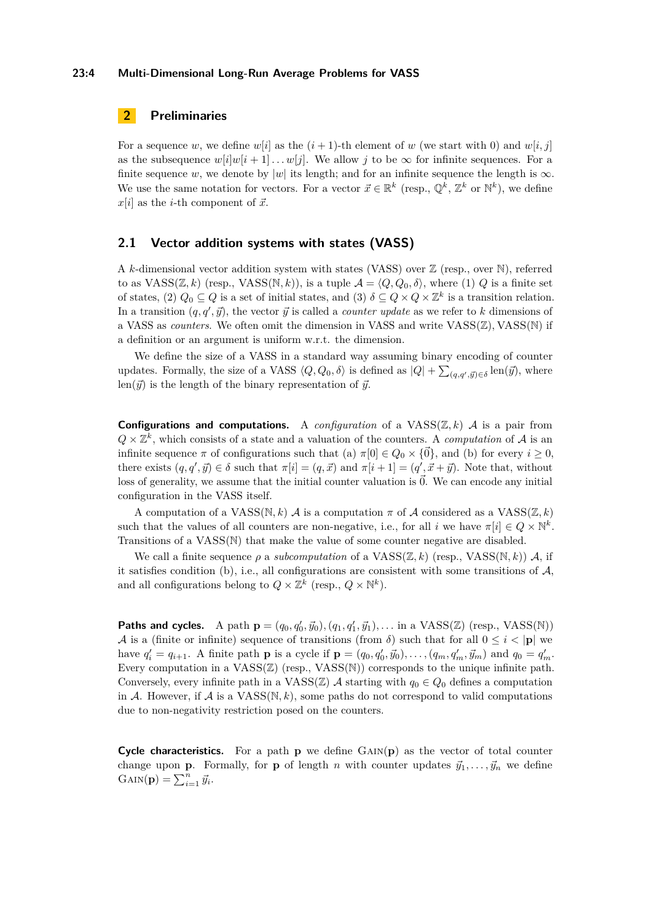## 2 Preliminaries

For a sequence $w$, we define $w[i]$ as the $(i+1)$-th element of $w$ (we start with 0) and $w[i,j]$ as the subsequence $w[i]w[i+1]\dots w[j]$. We allow $j$ to be $\infty$ for infinite sequences. For a finite sequence $w$, we denote by $|w|$ its length; and for an infinite sequence the length is $\infty$. We use the same notation for vectors. For a vector $\vec{x} \in \mathbb{R}^k$ (resp., $\mathbb{Q}^k$, $\mathbb{Z}^k$ or $\mathbb{N}^k$), we define $x[i]$ as the $i$-th component of $\vec{x}$.

### 2.1 Vector addition systems with states (VASS)

A $k$-dimensional vector addition system with states (VASS) over $\mathbb{Z}$ (resp., over $\mathbb{N}$), referred to as VASS$(\mathbb{Z}, k)$ (resp., VASS$(\mathbb{N}, k)$), is a tuple $\mathcal{A} = \langle Q, Q_0, \delta \rangle$, where (1) $Q$ is a finite set of states, (2) $Q_0 \subseteq Q$ is a set of initial states, and (3) $\delta \subseteq Q \times Q \times \mathbb{Z}^k$ is a transition relation. In a transition $(q, q', \vec{y})$, the vector $\vec{y}$ is called a *counter update* as we refer to $k$ dimensions of a VASS as *counters*. We often omit the dimension in VASS and write VASS$(\mathbb{Z})$, VASS$(\mathbb{N})$ if a definition or an argument is uniform w.r.t. the dimension.

We define the size of a VASS in a standard way assuming binary encoding of counter updates. Formally, the size of a VASS $\langle Q, Q_0, \delta \rangle$ is defined as $|Q| + \sum_{(q,q',\vec{y}) \in \delta} \text{len}(\vec{y})$, where $\text{len}(\vec{y})$ is the length of the binary representation of $\vec{y}$.

**Configurations and computations.** A *configuration* of a VASS$(\mathbb{Z}, k)$ $\mathcal{A}$ is a pair from $Q \times \mathbb{Z}^k$, which consists of a state and a valuation of the counters. A *computation* of $\mathcal{A}$ is an infinite sequence $\pi$ of configurations such that (a) $\pi[0] \in Q_0 \times \{\vec{0}\}$, and (b) for every $i \geq 0$, there exists $(q, q', \vec{y}) \in \delta$ such that $\pi[i] = (q, \vec{x})$ and $\pi[i+1] = (q', \vec{x} + \vec{y})$. Note that, without loss of generality, we assume that the initial counter valuation is $\vec{0}$. We can encode any initial configuration in the VASS itself.

A computation of a VASS$(\mathbb{N}, k)$ $\mathcal{A}$ is a computation $\pi$ of $\mathcal{A}$ considered as a VASS$(\mathbb{Z}, k)$ such that the values of all counters are non-negative, i.e., for all $i$ we have $\pi[i] \in Q \times \mathbb{N}^k$. Transitions of a VASS$(\mathbb{N})$ that make the value of some counter negative are disabled.

We call a finite sequence $\rho$ a *subcomputation* of a VASS$(\mathbb{Z}, k)$ (resp., VASS$(\mathbb{N}, k)$) $\mathcal{A}$, if it satisfies condition (b), i.e., all configurations are consistent with some transitions of $\mathcal{A}$, and all configurations belong to $Q \times \mathbb{Z}^k$ (resp., $Q \times \mathbb{N}^k$).

**Paths and cycles.** A path $\mathbf{p} = (q_0, q_0', \vec{y}_0), (q_1, q_1', \vec{y}_1), \dots$ in a VASS$(\mathbb{Z})$ (resp., VASS$(\mathbb{N})$) $\mathcal{A}$ is a (finite or infinite) sequence of transitions (from $\delta$) such that for all $0 \leq i < |\mathbf{p}|$ we have $q_i' = q_{i+1}$. A finite path $\mathbf{p}$ is a cycle if $\mathbf{p} = (q_0, q_0', \vec{y}_0), \dots, (q_m, q_m', \vec{y}_m)$ and $q_0 = q_m'$. Every computation in a VASS$(\mathbb{Z})$ (resp., VASS$(\mathbb{N})$) corresponds to the unique infinite path. Conversely, every infinite path in a VASS$(\mathbb{Z})$ $\mathcal{A}$ starting with $q_0 \in Q_0$ defines a computation in $\mathcal{A}$. However, if $\mathcal{A}$ is a VASS$(\mathbb{N}, k)$, some paths do not correspond to valid computations due to non-negativity restriction posed on the counters.

**Cycle characteristics.** For a path $\mathbf{p}$ we define $\textsc{Gain}(\mathbf{p})$ as the vector of total counter change upon $\mathbf{p}$. Formally, for $\mathbf{p}$ of length $n$ with counter updates $\vec{y}_1, \dots, \vec{y}_n$ we define $\textsc{Gain}(\mathbf{p}) = \sum_{i=1}^{n} \vec{y}_i$.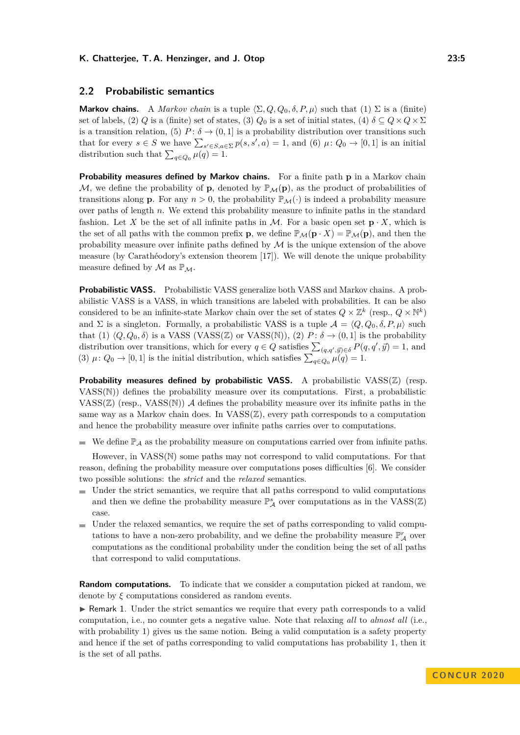## 2.2 Probabilistic semantics

**Markov chains.** A *Markov chain* is a tuple $\langle \Sigma, Q, Q_0, \delta, P, \mu \rangle$ such that (1) $\Sigma$ is a (finite) set of labels, (2) $Q$ is a (finite) set of states, (3) $Q_0$ is a set of initial states, (4) $\delta \subseteq Q \times Q \times \Sigma$ is a transition relation, (5) $P : \delta \to (0, 1]$ is a probability distribution over transitions such that for every $s \in S$ we have $\sum_{s' \in S, a \in \Sigma} p(s, s', a) = 1$, and (6) $\mu : Q_0 \to [0, 1]$ is an initial distribution such that $\sum_{q \in Q_0} \mu(q) = 1$.

**Probability measures defined by Markov chains.** For a finite path $\mathbf{p}$ in a Markov chain $\mathcal{M}$, we define the probability of $\mathbf{p}$, denoted by $\mathbb{P}_{\mathcal{M}}(\mathbf{p})$, as the product of probabilities of transitions along $\mathbf{p}$. For any $n > 0$, the probability $\mathbb{P}_{\mathcal{M}}(\cdot)$ is indeed a probability measure over paths of length $n$. We extend this probability measure to infinite paths in the standard fashion. Let $X$ be the set of all infinite paths in $\mathcal{M}$. For a basic open set $\mathbf{p} \cdot X$, which is the set of all paths with the common prefix $\mathbf{p}$, we define $\mathbb{P}_{\mathcal{M}}(\mathbf{p} \cdot X) = \mathbb{P}_{\mathcal{M}}(\mathbf{p})$, and then the probability measure over infinite paths defined by $\mathcal{M}$ is the unique extension of the above measure (by Carathéodory's extension theorem [17]). We will denote the unique probability measure defined by $\mathcal{M}$ as $\mathbb{P}_{\mathcal{M}}$.

**Probabilistic VASS.** Probabilistic VASS generalize both VASS and Markov chains. A probabilistic VASS is a VASS, in which transitions are labeled with probabilities. It can be also considered to be an infinite-state Markov chain over the set of states $Q \times \mathbb{Z}^k$ (resp., $Q \times \mathbb{N}^k$) and $\Sigma$ is a singleton. Formally, a probabilistic VASS is a tuple $\mathcal{A} = \langle Q, Q_0, \delta, P, \mu \rangle$ such that (1) $\langle Q, Q_0, \delta \rangle$ is a VASS (VASS($\mathbb{Z}$) or VASS($\mathbb{N}$)), (2) $P : \delta \to (0, 1]$ is the probability distribution over transitions, which for every $q \in Q$ satisfies $\sum_{(q,q',\vec{y}) \in \delta} P(q, q', \vec{y}) = 1$, and (3) $\mu : Q_0 \to [0, 1]$ is the initial distribution, which satisfies $\sum_{q \in Q_0} \mu(q) = 1$.

**Probability measures defined by probabilistic VASS.** A probabilistic VASS($\mathbb{Z}$) (resp. VASS($\mathbb{N}$)) defines the probability measure over its computations. First, a probabilistic VASS($\mathbb{Z}$) (resp., VASS($\mathbb{N}$)) $\mathcal{A}$ defines the probability measure over its infinite paths in the same way as a Markov chain does. In VASS($\mathbb{Z}$), every path corresponds to a computation and hence the probability measure over infinite paths carries over to computations.

- We define $\mathbb{P}_{\mathcal{A}}$ as the probability measure on computations carried over from infinite paths.

However, in VASS($\mathbb{N}$) some paths may not correspond to valid computations. For that reason, defining the probability measure over computations poses difficulties [6]. We consider two possible solutions: the *strict* and the *relaxed* semantics.

- Under the strict semantics, we require that all paths correspond to valid computations and then we define the probability measure $\mathbb{P}^s_{\mathcal{A}}$ over computations as in the VASS($\mathbb{Z}$) case.
- Under the relaxed semantics, we require the set of paths corresponding to valid computations to have a non-zero probability, and we define the probability measure $\mathbb{P}^r_{\mathcal{A}}$ over computations as the conditional probability under the condition being the set of all paths that correspond to valid computations.

**Random computations.** To indicate that we consider a computation picked at random, we denote by $\xi$ computations considered as random events.

▶ Remark 1. Under the strict semantics we require that every path corresponds to a valid computation, i.e., no counter gets a negative value. Note that relaxing *all* to *almost all* (i.e., with probability 1) gives us the same notion. Being a valid computation is a safety property and hence if the set of paths corresponding to valid computations has probability 1, then it is the set of all paths.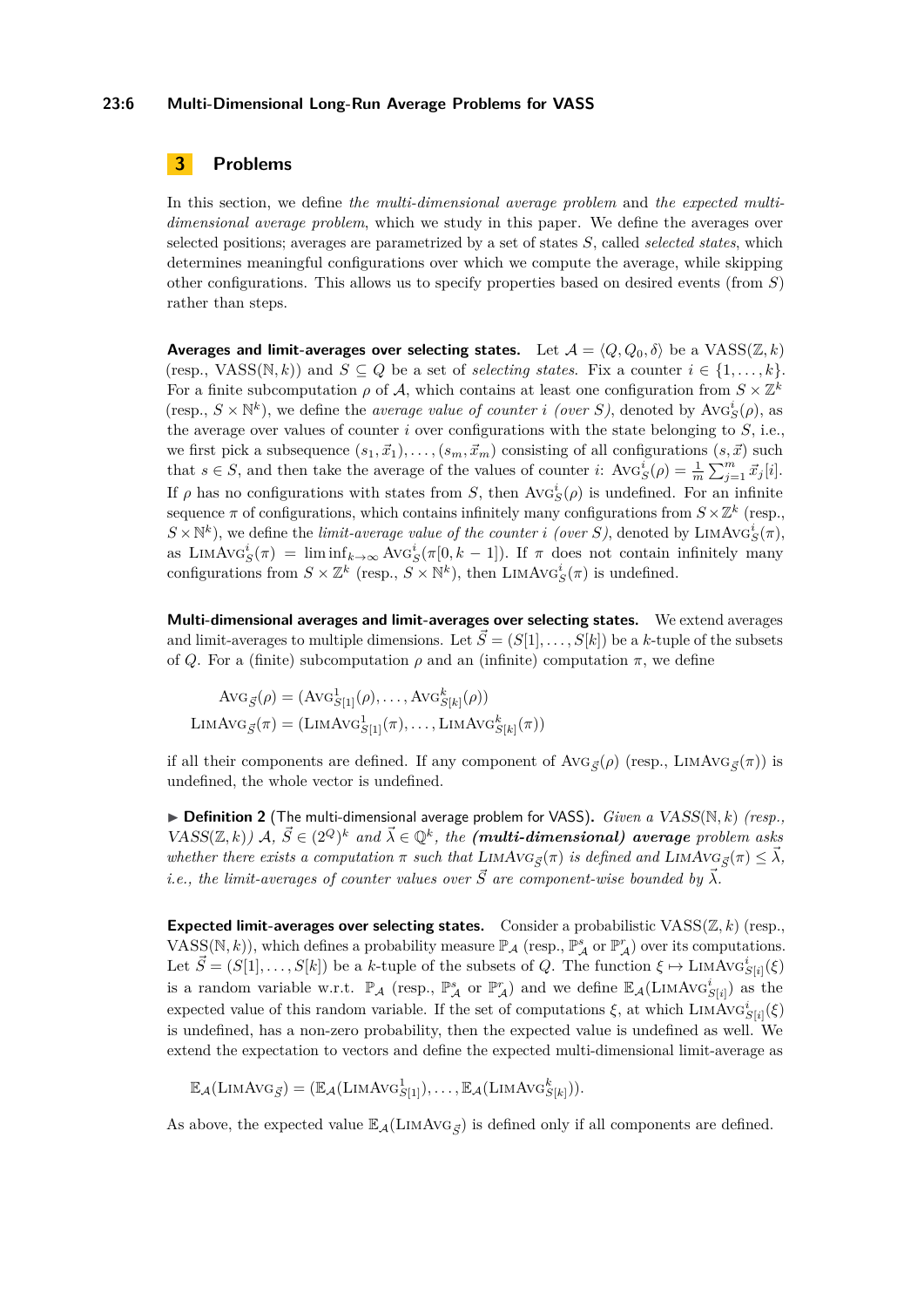# 3 Problems

In this section, we define *the multi-dimensional average problem* and *the expected multi-dimensional average problem*, which we study in this paper. We define the averages over selected positions; averages are parametrized by a set of states $S$, called *selected states*, which determines meaningful configurations over which we compute the average, while skipping other configurations. This allows us to specify properties based on desired events (from $S$) rather than steps.

**Averages and limit-averages over selecting states.** Let $\mathcal{A} = \langle Q, Q_0, \delta \rangle$ be a VASS$(\mathbb{Z}, k)$ (resp., VASS$(\mathbb{N}, k)$) and $S \subseteq Q$ be a set of *selecting states*. Fix a counter $i \in \{1, \ldots, k\}$. For a finite subcomputation $\rho$ of $\mathcal{A}$, which contains at least one configuration from $S \times \mathbb{Z}^k$ (resp., $S \times \mathbb{N}^k$), we define the *average value of counter $i$ (over $S$)*, denoted by $\textsc{Avg}^i_S(\rho)$, as the average over values of counter $i$ over configurations with the state belonging to $S$, i.e., we first pick a subsequence $(s_1, \vec{x}_1), \ldots, (s_m, \vec{x}_m)$ consisting of all configurations $(s, \vec{x})$ such that $s \in S$, and then take the average of the values of counter $i$: $\textsc{Avg}^i_S(\rho) = \frac{1}{m} \sum_{j=1}^{m} \vec{x}_j[i]$. If $\rho$ has no configurations with states from $S$, then $\textsc{Avg}^i_S(\rho)$ is undefined. For an infinite sequence $\pi$ of configurations, which contains infinitely many configurations from $S \times \mathbb{Z}^k$ (resp., $S \times \mathbb{N}^k$), we define the *limit-average value of the counter $i$ (over $S$)*, denoted by $\textsc{LimAvg}^i_S(\pi)$, as $\textsc{LimAvg}^i_S(\pi) = \liminf_{k \to \infty} \textsc{Avg}^i_S(\pi[0, k-1])$. If $\pi$ does not contain infinitely many configurations from $S \times \mathbb{Z}^k$ (resp., $S \times \mathbb{N}^k$), then $\textsc{LimAvg}^i_S(\pi)$ is undefined.

**Multi-dimensional averages and limit-averages over selecting states.** We extend averages and limit-averages to multiple dimensions. Let $\vec{S} = (S[1], \ldots, S[k])$ be a $k$-tuple of the subsets of $Q$. For a (finite) subcomputation $\rho$ and an (infinite) computation $\pi$, we define

$$\textsc{Avg}_{\vec{S}}(\rho) = (\textsc{Avg}^1_{S[1]}(\rho), \ldots, \textsc{Avg}^k_{S[k]}(\rho))$$
$$\textsc{LimAvg}_{\vec{S}}(\pi) = (\textsc{LimAvg}^1_{S[1]}(\pi), \ldots, \textsc{LimAvg}^k_{S[k]}(\pi))$$

if all their components are defined. If any component of $\textsc{Avg}_{\vec{S}}(\rho)$ (resp., $\textsc{LimAvg}_{\vec{S}}(\pi)$) is undefined, the whole vector is undefined.

▶ **Definition 2** (The multi-dimensional average problem for VASS)**.** *Given a VASS$(\mathbb{N}, k)$ (resp., VASS$(\mathbb{Z}, k)$) $\mathcal{A}$, $\vec{S} \in (2^Q)^k$ and $\vec{\lambda} \in \mathbb{Q}^k$, the **(multi-dimensional) average** problem asks whether there exists a computation $\pi$ such that $\textsc{LimAvg}_{\vec{S}}(\pi)$ is defined and $\textsc{LimAvg}_{\vec{S}}(\pi) \leq \vec{\lambda}$, i.e., the limit-averages of counter values over $\vec{S}$ are component-wise bounded by $\vec{\lambda}$.*

**Expected limit-averages over selecting states.** Consider a probabilistic VASS$(\mathbb{Z}, k)$ (resp., VASS$(\mathbb{N}, k)$), which defines a probability measure $\mathbb{P}_{\mathcal{A}}$ (resp., $\mathbb{P}^s_{\mathcal{A}}$ or $\mathbb{P}^r_{\mathcal{A}}$) over its computations. Let $\vec{S} = (S[1], \ldots, S[k])$ be a $k$-tuple of the subsets of $Q$. The function $\xi \mapsto \textsc{LimAvg}^i_{S[i]}(\xi)$ is a random variable w.r.t. $\mathbb{P}_{\mathcal{A}}$ (resp., $\mathbb{P}^s_{\mathcal{A}}$ or $\mathbb{P}^r_{\mathcal{A}}$) and we define $\mathbb{E}_{\mathcal{A}}(\textsc{LimAvg}^i_{S[i]})$ as the expected value of this random variable. If the set of computations $\xi$, at which $\textsc{LimAvg}^i_{S[i]}(\xi)$ is undefined, has a non-zero probability, then the expected value is undefined as well. We extend the expectation to vectors and define the expected multi-dimensional limit-average as

$$\mathbb{E}_{\mathcal{A}}(\textsc{LimAvg}_{\vec{S}}) = (\mathbb{E}_{\mathcal{A}}(\textsc{LimAvg}^1_{S[1]}), \ldots, \mathbb{E}_{\mathcal{A}}(\textsc{LimAvg}^k_{S[k]})).$$

As above, the expected value $\mathbb{E}_{\mathcal{A}}(\textsc{LimAvg}_{\vec{S}})$ is defined only if all components are defined.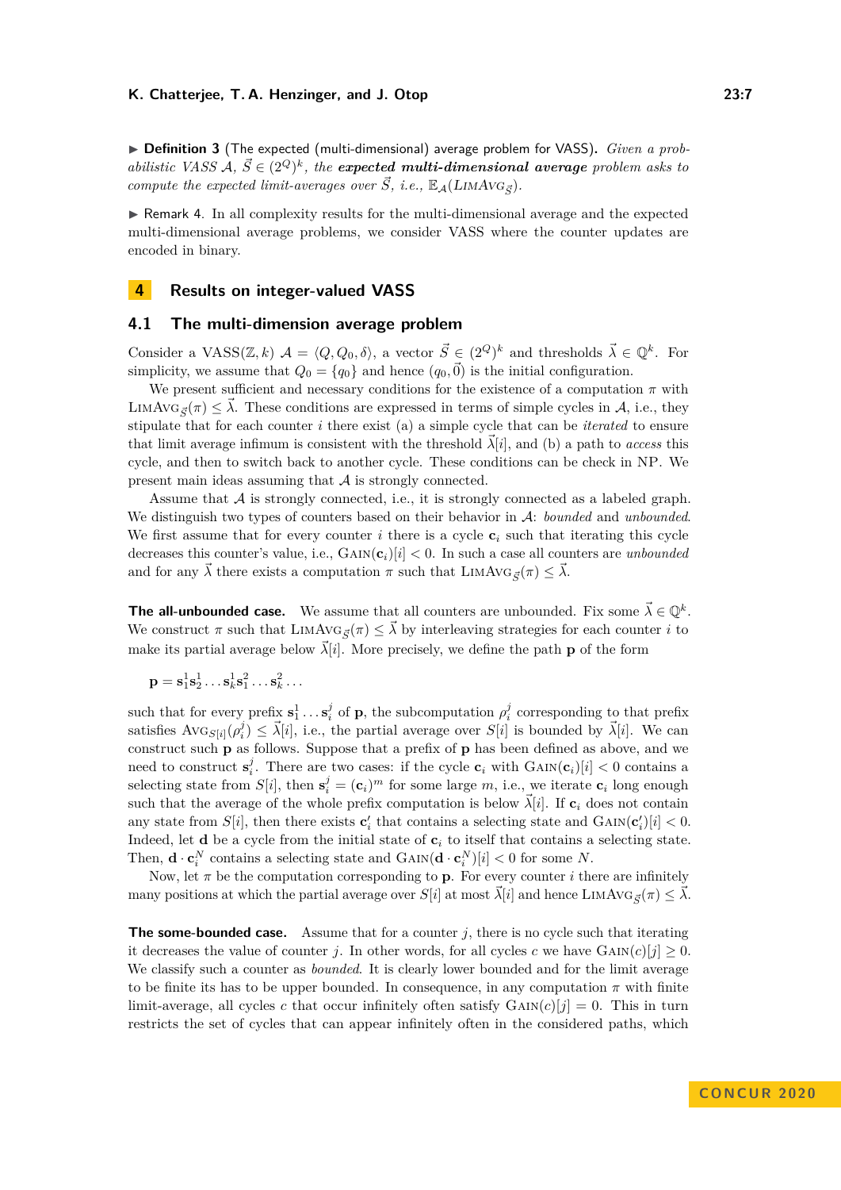▶ **Definition 3** (The expected (multi-dimensional) average problem for VASS). *Given a probabilistic VASS $\mathcal{A}$, $\vec{S} \in (2^Q)^k$, the* ***expected multi-dimensional average*** *problem asks to compute the expected limit-averages over $\vec{S}$, i.e., $\mathbb{E}_{\mathcal{A}}(\textsc{LimAvg}_{\vec{S}})$.*

▶ Remark 4. In all complexity results for the multi-dimensional average and the expected multi-dimensional average problems, we consider VASS where the counter updates are encoded in binary.

# 4 Results on integer-valued VASS

## 4.1 The multi-dimension average problem

Consider a VASS$(\mathbb{Z}, k)$ $\mathcal{A} = \langle Q, Q_0, \delta \rangle$, a vector $\vec{S} \in (2^Q)^k$ and thresholds $\vec{\lambda} \in \mathbb{Q}^k$. For simplicity, we assume that $Q_0 = \{q_0\}$ and hence $(q_0, \vec{0})$ is the initial configuration.

We present sufficient and necessary conditions for the existence of a computation $\pi$ with $\textsc{LimAvg}_{\vec{S}}(\pi) \leq \vec{\lambda}$. These conditions are expressed in terms of simple cycles in $\mathcal{A}$, i.e., they stipulate that for each counter $i$ there exist (a) a simple cycle that can be *iterated* to ensure that limit average infimum is consistent with the threshold $\vec{\lambda}[i]$, and (b) a path to *access* this cycle, and then to switch back to another cycle. These conditions can be check in NP. We present main ideas assuming that $\mathcal{A}$ is strongly connected.

Assume that $\mathcal{A}$ is strongly connected, i.e., it is strongly connected as a labeled graph. We distinguish two types of counters based on their behavior in $\mathcal{A}$: *bounded* and *unbounded*. We first assume that for every counter $i$ there is a cycle $\mathbf{c}_i$ such that iterating this cycle decreases this counter's value, i.e., $\textsc{Gain}(\mathbf{c}_i)[i] < 0$. In such a case all counters are *unbounded* and for any $\vec{\lambda}$ there exists a computation $\pi$ such that $\textsc{LimAvg}_{\vec{S}}(\pi) \leq \vec{\lambda}$.

**The all-unbounded case.** We assume that all counters are unbounded. Fix some $\vec{\lambda} \in \mathbb{Q}^k$. We construct $\pi$ such that $\textsc{LimAvg}_{\vec{S}}(\pi) \leq \vec{\lambda}$ by interleaving strategies for each counter $i$ to make its partial average below $\vec{\lambda}[i]$. More precisely, we define the path $\mathbf{p}$ of the form

$$\mathbf{p} = \mathbf{s}_1^1 \mathbf{s}_2^1 \ldots \mathbf{s}_k^1 \mathbf{s}_1^2 \ldots \mathbf{s}_k^2 \ldots$$

such that for every prefix $\mathbf{s}_1^1 \ldots \mathbf{s}_i^j$ of $\mathbf{p}$, the subcomputation $\rho_i^j$ corresponding to that prefix satisfies $\textsc{Avg}_{S[i]}(\rho_i^j) \leq \vec{\lambda}[i]$, i.e., the partial average over $S[i]$ is bounded by $\vec{\lambda}[i]$. We can construct such $\mathbf{p}$ as follows. Suppose that a prefix of $\mathbf{p}$ has been defined as above, and we need to construct $\mathbf{s}_i^j$. There are two cases: if the cycle $\mathbf{c}_i$ with $\textsc{Gain}(\mathbf{c}_i)[i] < 0$ contains a selecting state from $S[i]$, then $\mathbf{s}_i^j = (\mathbf{c}_i)^m$ for some large $m$, i.e., we iterate $\mathbf{c}_i$ long enough such that the average of the whole prefix computation is below $\vec{\lambda}[i]$. If $\mathbf{c}_i$ does not contain any state from $S[i]$, then there exists $\mathbf{c}'_i$ that contains a selecting state and $\textsc{Gain}(\mathbf{c}'_i)[i] < 0$. Indeed, let $\mathbf{d}$ be a cycle from the initial state of $\mathbf{c}_i$ to itself that contains a selecting state. Then, $\mathbf{d} \cdot \mathbf{c}_i^N$ contains a selecting state and $\textsc{Gain}(\mathbf{d} \cdot \mathbf{c}_i^N)[i] < 0$ for some $N$.

Now, let $\pi$ be the computation corresponding to $\mathbf{p}$. For every counter $i$ there are infinitely many positions at which the partial average over $S[i]$ at most $\vec{\lambda}[i]$ and hence $\textsc{LimAvg}_{\vec{S}}(\pi) \leq \vec{\lambda}$.

**The some-bounded case.** Assume that for a counter $j$, there is no cycle such that iterating it decreases the value of counter $j$. In other words, for all cycles $c$ we have $\textsc{Gain}(c)[j] \geq 0$. We classify such a counter as *bounded*. It is clearly lower bounded and for the limit average to be finite its has to be upper bounded. In consequence, in any computation $\pi$ with finite limit-average, all cycles $c$ that occur infinitely often satisfy $\textsc{Gain}(c)[j] = 0$. This in turn restricts the set of cycles that can appear infinitely often in the considered paths, which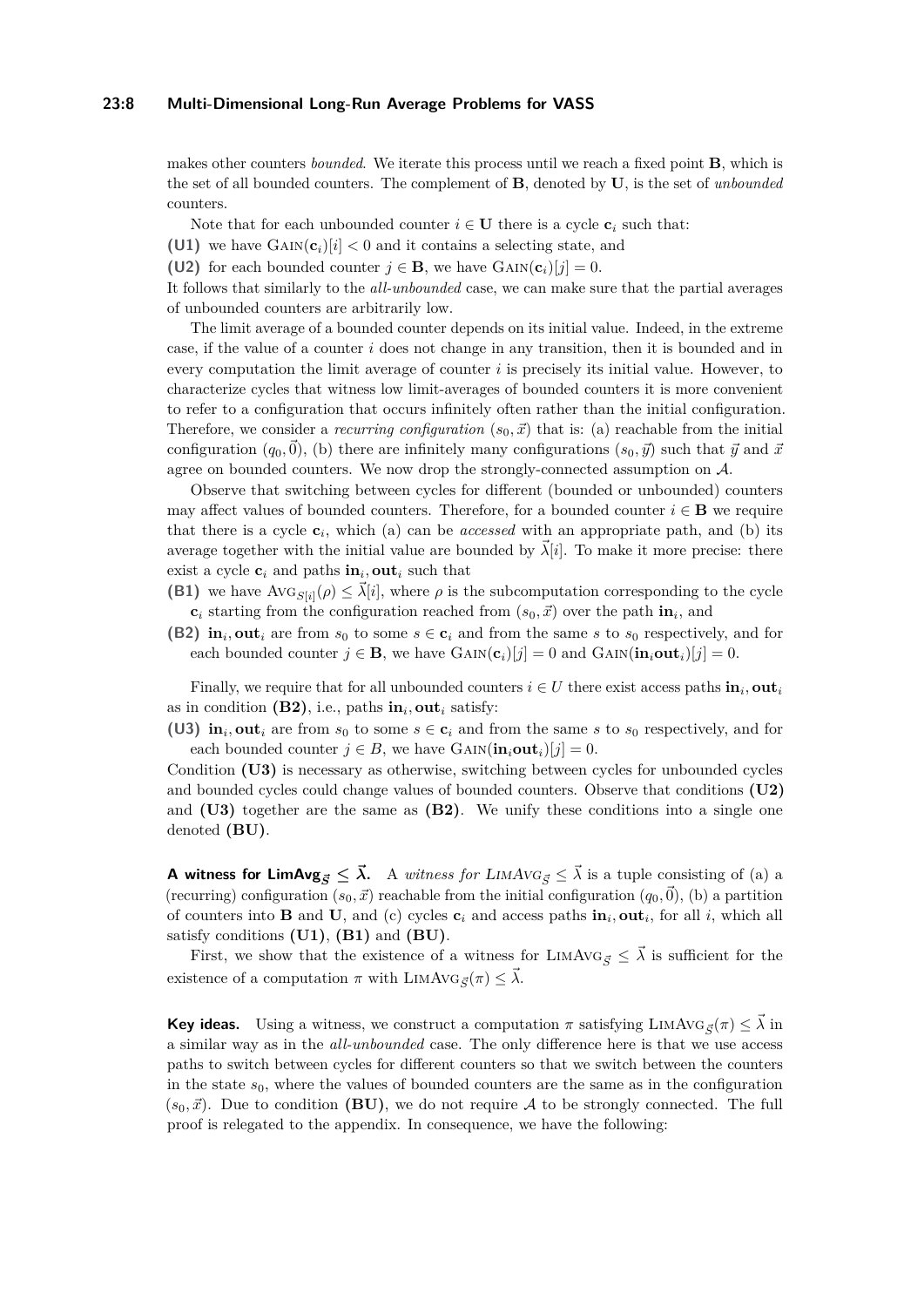makes other counters *bounded*. We iterate this process until we reach a fixed point $\mathbf{B}$, which is the set of all bounded counters. The complement of $\mathbf{B}$, denoted by $\mathbf{U}$, is the set of *unbounded* counters.

Note that for each unbounded counter $i \in \mathbf{U}$ there is a cycle $\mathbf{c}_i$ such that:

**(U1)** we have $\textsc{Gain}(\mathbf{c}_i)[i] < 0$ and it contains a selecting state, and

**(U2)** for each bounded counter $j \in \mathbf{B}$, we have $\textsc{Gain}(\mathbf{c}_i)[j] = 0$.

It follows that similarly to the *all-unbounded* case, we can make sure that the partial averages of unbounded counters are arbitrarily low.

The limit average of a bounded counter depends on its initial value. Indeed, in the extreme case, if the value of a counter $i$ does not change in any transition, then it is bounded and in every computation the limit average of counter $i$ is precisely its initial value. However, to characterize cycles that witness low limit-averages of bounded counters it is more convenient to refer to a configuration that occurs infinitely often rather than the initial configuration. Therefore, we consider a *recurring configuration* $(s_0, \vec{x})$ that is: (a) reachable from the initial configuration $(q_0, \vec{0})$, (b) there are infinitely many configurations $(s_0, \vec{y})$ such that $\vec{y}$ and $\vec{x}$ agree on bounded counters. We now drop the strongly-connected assumption on $\mathcal{A}$.

Observe that switching between cycles for different (bounded or unbounded) counters may affect values of bounded counters. Therefore, for a bounded counter $i \in \mathbf{B}$ we require that there is a cycle $\mathbf{c}_i$, which (a) can be *accessed* with an appropriate path, and (b) its average together with the initial value are bounded by $\vec{\lambda}[i]$. To make it more precise: there exist a cycle $\mathbf{c}_i$ and paths $\mathbf{in}_i, \mathbf{out}_i$ such that

**(B1)** we have $\textsc{Avg}_{S[i]}(\rho) \leq \vec{\lambda}[i]$, where $\rho$ is the subcomputation corresponding to the cycle $\mathbf{c}_i$ starting from the configuration reached from $(s_0, \vec{x})$ over the path $\mathbf{in}_i$, and

**(B2)** $\mathbf{in}_i, \mathbf{out}_i$ are from $s_0$ to some $s \in \mathbf{c}_i$ and from the same $s$ to $s_0$ respectively, and for each bounded counter $j \in \mathbf{B}$, we have $\textsc{Gain}(\mathbf{c}_i)[j] = 0$ and $\textsc{Gain}(\mathbf{in}_i\mathbf{out}_i)[j] = 0$.

Finally, we require that for all unbounded counters $i \in U$ there exist access paths $\mathbf{in}_i, \mathbf{out}_i$ as in condition **(B2)**, i.e., paths $\mathbf{in}_i, \mathbf{out}_i$ satisfy:

**(U3)** $\mathbf{in}_i, \mathbf{out}_i$ are from $s_0$ to some $s \in \mathbf{c}_i$ and from the same $s$ to $s_0$ respectively, and for each bounded counter $j \in B$, we have $\textsc{Gain}(\mathbf{in}_i\mathbf{out}_i)[j] = 0$.

Condition **(U3)** is necessary as otherwise, switching between cycles for unbounded cycles and bounded cycles could change values of bounded counters. Observe that conditions **(U2)** and **(U3)** together are the same as **(B2)**. We unify these conditions into a single one denoted **(BU)**.

**A witness for $\mathsf{LimAvg}_{\vec{S}} \leq \vec{\lambda}$.** A *witness for* $\textsc{LimAvg}_{\vec{S}} \leq \vec{\lambda}$ is a tuple consisting of (a) a (recurring) configuration $(s_0, \vec{x})$ reachable from the initial configuration $(q_0, \vec{0})$, (b) a partition of counters into $\mathbf{B}$ and $\mathbf{U}$, and (c) cycles $\mathbf{c}_i$ and access paths $\mathbf{in}_i, \mathbf{out}_i$, for all $i$, which all satisfy conditions **(U1)**, **(B1)** and **(BU)**.

First, we show that the existence of a witness for $\textsc{LimAvg}_{\vec{S}} \leq \vec{\lambda}$ is sufficient for the existence of a computation $\pi$ with $\textsc{LimAvg}_{\vec{S}}(\pi) \leq \vec{\lambda}$.

**Key ideas.** Using a witness, we construct a computation $\pi$ satisfying $\textsc{LimAvg}_{\vec{S}}(\pi) \leq \vec{\lambda}$ in a similar way as in the *all-unbounded* case. The only difference here is that we use access paths to switch between cycles for different counters so that we switch between the counters in the state $s_0$, where the values of bounded counters are the same as in the configuration $(s_0, \vec{x})$. Due to condition **(BU)**, we do not require $\mathcal{A}$ to be strongly connected. The full proof is relegated to the appendix. In consequence, we have the following: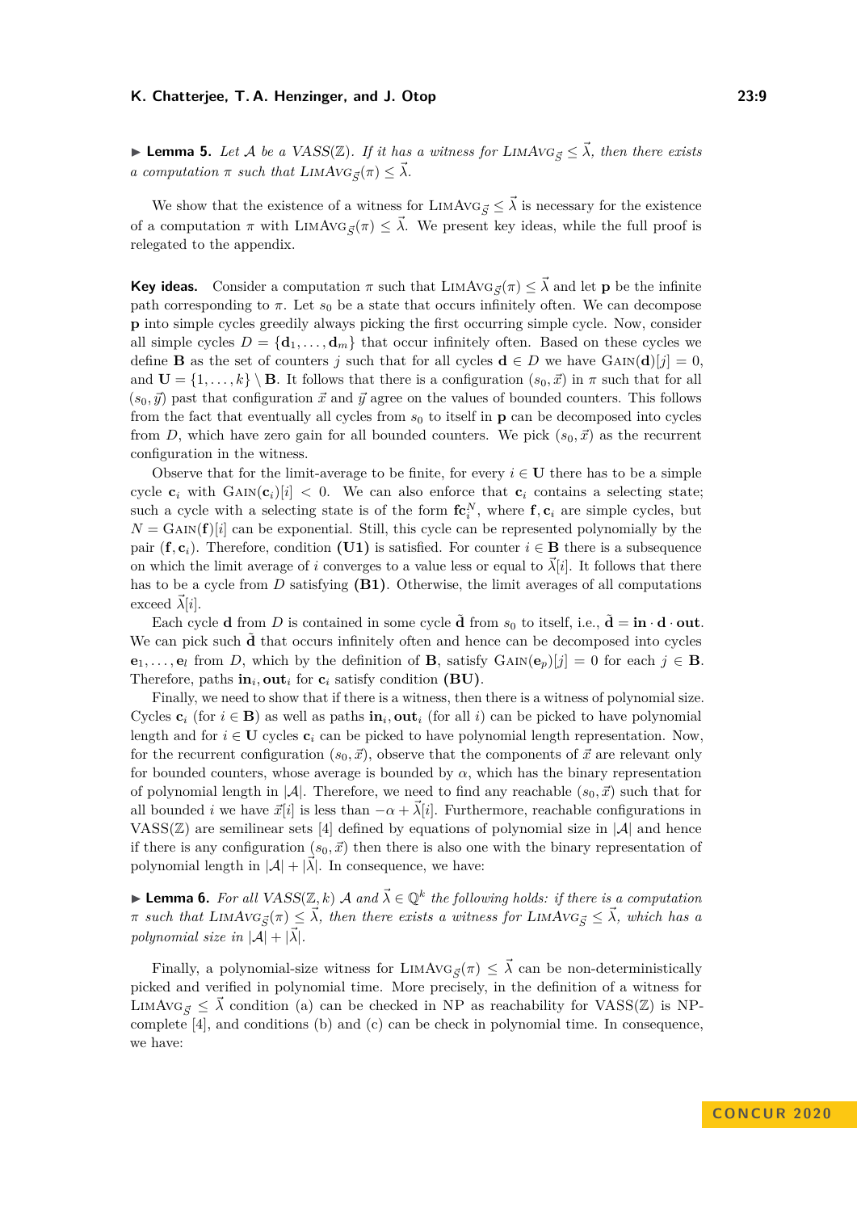▶ **Lemma 5.** *Let $\mathcal{A}$ be a VASS($\mathbb{Z}$). If it has a witness for $\textsc{LimAvg}_{\vec{S}} \leq \vec{\lambda}$, then there exists a computation $\pi$ such that $\textsc{LimAvg}_{\vec{S}}(\pi) \leq \vec{\lambda}$.*

We show that the existence of a witness for $\textsc{LimAvg}_{\vec{S}} \leq \vec{\lambda}$ is necessary for the existence of a computation $\pi$ with $\textsc{LimAvg}_{\vec{S}}(\pi) \leq \vec{\lambda}$. We present key ideas, while the full proof is relegated to the appendix.

**Key ideas.** Consider a computation $\pi$ such that $\textsc{LimAvg}_{\vec{S}}(\pi) \leq \vec{\lambda}$ and let $\mathbf{p}$ be the infinite path corresponding to $\pi$. Let $s_0$ be a state that occurs infinitely often. We can decompose $\mathbf{p}$ into simple cycles greedily always picking the first occurring simple cycle. Now, consider all simple cycles $D = \{\mathbf{d}_1, \ldots, \mathbf{d}_m\}$ that occur infinitely often. Based on these cycles we define $\mathbf{B}$ as the set of counters $j$ such that for all cycles $\mathbf{d} \in D$ we have $\textsc{Gain}(\mathbf{d})[j] = 0$, and $\mathbf{U} = \{1, \ldots, k\} \setminus \mathbf{B}$. It follows that there is a configuration $(s_0, \vec{x})$ in $\pi$ such that for all $(s_0, \vec{y})$ past that configuration $\vec{x}$ and $\vec{y}$ agree on the values of bounded counters. This follows from the fact that eventually all cycles from $s_0$ to itself in $\mathbf{p}$ can be decomposed into cycles from $D$, which have zero gain for all bounded counters. We pick $(s_0, \vec{x})$ as the recurrent configuration in the witness.

Observe that for the limit-average to be finite, for every $i \in \mathbf{U}$ there has to be a simple cycle $\mathbf{c}_i$ with $\textsc{Gain}(\mathbf{c}_i)[i] < 0$. We can also enforce that $\mathbf{c}_i$ contains a selecting state; such a cycle with a selecting state is of the form $\mathbf{f}\mathbf{c}_i^N$, where $\mathbf{f}, \mathbf{c}_i$ are simple cycles, but $N = \textsc{Gain}(\mathbf{f})[i]$ can be exponential. Still, this cycle can be represented polynomially by the pair $(\mathbf{f}, \mathbf{c}_i)$. Therefore, condition **(U1)** is satisfied. For counter $i \in \mathbf{B}$ there is a subsequence on which the limit average of $i$ converges to a value less or equal to $\vec{\lambda}[i]$. It follows that there has to be a cycle from $D$ satisfying **(B1)**. Otherwise, the limit averages of all computations exceed $\vec{\lambda}[i]$.

Each cycle $\mathbf{d}$ from $D$ is contained in some cycle $\tilde{\mathbf{d}}$ from $s_0$ to itself, i.e., $\tilde{\mathbf{d}} = \mathbf{in} \cdot \mathbf{d} \cdot \mathbf{out}$. We can pick such $\tilde{\mathbf{d}}$ that occurs infinitely often and hence can be decomposed into cycles $\mathbf{e}_1, \ldots, \mathbf{e}_l$ from $D$, which by the definition of $\mathbf{B}$, satisfy $\textsc{Gain}(\mathbf{e}_p)[j] = 0$ for each $j \in \mathbf{B}$. Therefore, paths $\mathbf{in}_i, \mathbf{out}_i$ for $\mathbf{c}_i$ satisfy condition **(BU)**.

Finally, we need to show that if there is a witness, then there is a witness of polynomial size. Cycles $\mathbf{c}_i$ (for $i \in \mathbf{B}$) as well as paths $\mathbf{in}_i, \mathbf{out}_i$ (for all $i$) can be picked to have polynomial length and for $i \in \mathbf{U}$ cycles $\mathbf{c}_i$ can be picked to have polynomial length representation. Now, for the recurrent configuration $(s_0, \vec{x})$, observe that the components of $\vec{x}$ are relevant only for bounded counters, whose average is bounded by $\alpha$, which has the binary representation of polynomial length in $|\mathcal{A}|$. Therefore, we need to find any reachable $(s_0, \vec{x})$ such that for all bounded $i$ we have $\vec{x}[i]$ is less than $-\alpha + \vec{\lambda}[i]$. Furthermore, reachable configurations in VASS($\mathbb{Z}$) are semilinear sets [4] defined by equations of polynomial size in $|\mathcal{A}|$ and hence if there is any configuration $(s_0, \vec{x})$ then there is also one with the binary representation of polynomial length in $|\mathcal{A}| + |\vec{\lambda}|$. In consequence, we have:

▶ **Lemma 6.** *For all VASS($\mathbb{Z}, k$) $\mathcal{A}$ and $\vec{\lambda} \in \mathbb{Q}^k$ the following holds: if there is a computation $\pi$ such that $\textsc{LimAvg}_{\vec{S}}(\pi) \leq \vec{\lambda}$, then there exists a witness for $\textsc{LimAvg}_{\vec{S}} \leq \vec{\lambda}$, which has a polynomial size in $|\mathcal{A}| + |\vec{\lambda}|$.*

Finally, a polynomial-size witness for $\textsc{LimAvg}_{\vec{S}}(\pi) \leq \vec{\lambda}$ can be non-deterministically picked and verified in polynomial time. More precisely, in the definition of a witness for $\textsc{LimAvg}_{\vec{S}} \leq \vec{\lambda}$ condition (a) can be checked in NP as reachability for VASS($\mathbb{Z}$) is NP-complete [4], and conditions (b) and (c) can be check in polynomial time. In consequence, we have: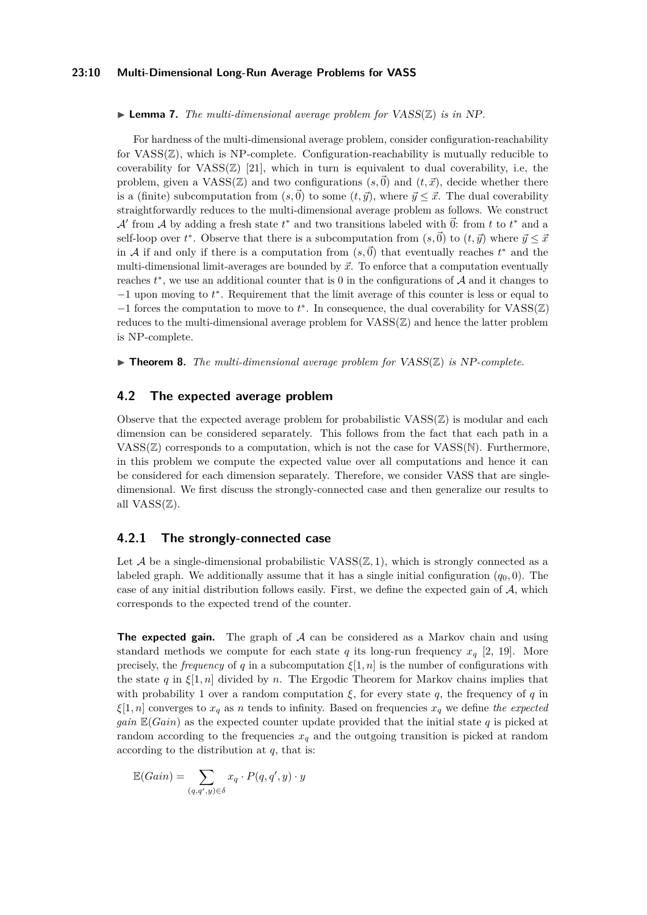▶ **Lemma 7.** *The multi-dimensional average problem for VASS($\mathbb{Z}$) is in NP.*

For hardness of the multi-dimensional average problem, consider configuration-reachability for VASS($\mathbb{Z}$), which is NP-complete. Configuration-reachability is mutually reducible to coverability for VASS($\mathbb{Z}$) [21], which in turn is equivalent to dual coverability, i.e, the problem, given a VASS($\mathbb{Z}$) and two configurations $(s, \vec{0})$ and $(t, \vec{x})$, decide whether there is a (finite) subcomputation from $(s, \vec{0})$ to some $(t, \vec{y})$, where $\vec{y} \leq \vec{x}$. The dual coverability straightforwardly reduces to the multi-dimensional average problem as follows. We construct $\mathcal{A}'$ from $\mathcal{A}$ by adding a fresh state $t^*$ and two transitions labeled with $\vec{0}$: from $t$ to $t^*$ and a self-loop over $t^*$. Observe that there is a subcomputation from $(s, \vec{0})$ to $(t, \vec{y})$ where $\vec{y} \leq \vec{x}$ in $\mathcal{A}$ if and only if there is a computation from $(s, \vec{0})$ that eventually reaches $t^*$ and the multi-dimensional limit-averages are bounded by $\vec{x}$. To enforce that a computation eventually reaches $t^*$, we use an additional counter that is 0 in the configurations of $\mathcal{A}$ and it changes to $-1$ upon moving to $t^*$. Requirement that the limit average of this counter is less or equal to $-1$ forces the computation to move to $t^*$. In consequence, the dual coverability for VASS($\mathbb{Z}$) reduces to the multi-dimensional average problem for VASS($\mathbb{Z}$) and hence the latter problem is NP-complete.

▶ **Theorem 8.** *The multi-dimensional average problem for VASS($\mathbb{Z}$) is NP-complete.*

## 4.2 The expected average problem

Observe that the expected average problem for probabilistic VASS($\mathbb{Z}$) is modular and each dimension can be considered separately. This follows from the fact that each path in a VASS($\mathbb{Z}$) corresponds to a computation, which is not the case for VASS($\mathbb{N}$). Furthermore, in this problem we compute the expected value over all computations and hence it can be considered for each dimension separately. Therefore, we consider VASS that are single-dimensional. We first discuss the strongly-connected case and then generalize our results to all VASS($\mathbb{Z}$).

### 4.2.1 The strongly-connected case

Let $\mathcal{A}$ be a single-dimensional probabilistic VASS($\mathbb{Z}, 1$), which is strongly connected as a labeled graph. We additionally assume that it has a single initial configuration $(q_0, 0)$. The case of any initial distribution follows easily. First, we define the expected gain of $\mathcal{A}$, which corresponds to the expected trend of the counter.

**The expected gain.** The graph of $\mathcal{A}$ can be considered as a Markov chain and using standard methods we compute for each state $q$ its long-run frequency $x_q$ [2, 19]. More precisely, the *frequency* of $q$ in a subcomputation $\xi[1, n]$ is the number of configurations with the state $q$ in $\xi[1, n]$ divided by $n$. The Ergodic Theorem for Markov chains implies that with probability 1 over a random computation $\xi$, for every state $q$, the frequency of $q$ in $\xi[1, n]$ converges to $x_q$ as $n$ tends to infinity. Based on frequencies $x_q$ we define *the expected gain* $\mathbb{E}(Gain)$ as the expected counter update provided that the initial state $q$ is picked at random according to the frequencies $x_q$ and the outgoing transition is picked at random according to the distribution at $q$, that is:

$$\mathbb{E}(Gain) = \sum_{(q,q',y) \in \delta} x_q \cdot P(q, q', y) \cdot y$$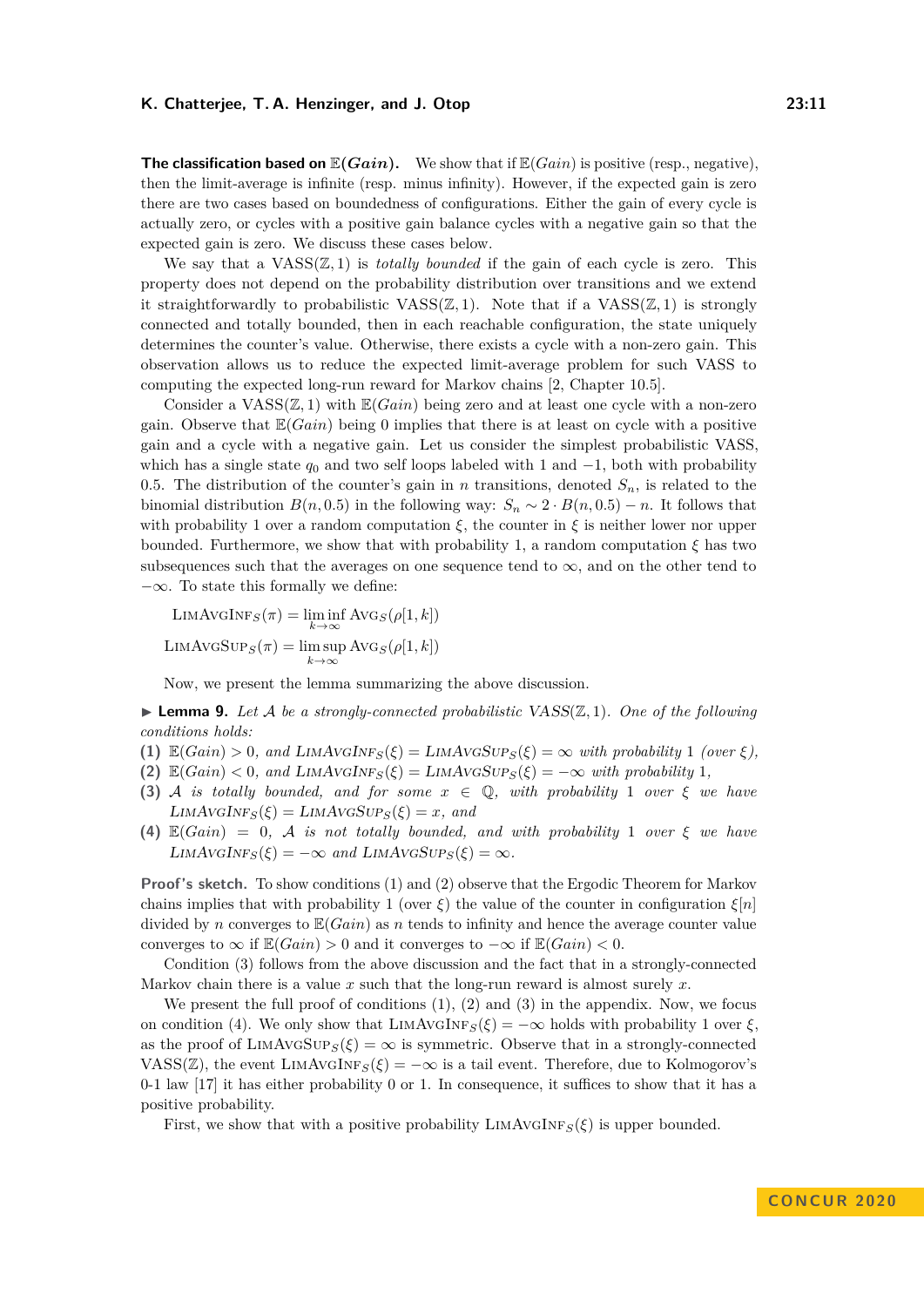**The classification based on $\mathbb{E}(Gain)$.** We show that if $\mathbb{E}(Gain)$ is positive (resp., negative), then the limit-average is infinite (resp. minus infinity). However, if the expected gain is zero there are two cases based on boundedness of configurations. Either the gain of every cycle is actually zero, or cycles with a positive gain balance cycles with a negative gain so that the expected gain is zero. We discuss these cases below.

We say that a VASS$(\mathbb{Z}, 1)$ is *totally bounded* if the gain of each cycle is zero. This property does not depend on the probability distribution over transitions and we extend it straightforwardly to probabilistic VASS$(\mathbb{Z}, 1)$. Note that if a VASS$(\mathbb{Z}, 1)$ is strongly connected and totally bounded, then in each reachable configuration, the state uniquely determines the counter's value. Otherwise, there exists a cycle with a non-zero gain. This observation allows us to reduce the expected limit-average problem for such VASS to computing the expected long-run reward for Markov chains [2, Chapter 10.5].

Consider a VASS$(\mathbb{Z}, 1)$ with $\mathbb{E}(Gain)$ being zero and at least one cycle with a non-zero gain. Observe that $\mathbb{E}(Gain)$ being 0 implies that there is at least on cycle with a positive gain and a cycle with a negative gain. Let us consider the simplest probabilistic VASS, which has a single state $q_0$ and two self loops labeled with 1 and $-1$, both with probability 0.5. The distribution of the counter's gain in $n$ transitions, denoted $S_n$, is related to the binomial distribution $B(n, 0.5)$ in the following way: $S_n \sim 2 \cdot B(n, 0.5) - n$. It follows that with probability 1 over a random computation $\xi$, the counter in $\xi$ is neither lower nor upper bounded. Furthermore, we show that with probability 1, a random computation $\xi$ has two subsequences such that the averages on one sequence tend to $\infty$, and on the other tend to $-\infty$. To state this formally we define:

$$\textsc{LimAvgInf}_S(\pi) = \liminf_{k\to\infty} \textsc{Avg}_S(\rho[1,k])$$

$$\textsc{LimAvgSup}_S(\pi) = \limsup_{k\to\infty} \textsc{Avg}_S(\rho[1,k])$$

Now, we present the lemma summarizing the above discussion.

▶ **Lemma 9.** *Let $\mathcal{A}$ be a strongly-connected probabilistic VASS$(\mathbb{Z}, 1)$. One of the following conditions holds:*

**(1)** *$\mathbb{E}(Gain) > 0$, and $\textsc{LimAvgInf}_S(\xi) = \textsc{LimAvgSup}_S(\xi) = \infty$ with probability 1 (over $\xi$),*
**(2)** *$\mathbb{E}(Gain) < 0$, and $\textsc{LimAvgInf}_S(\xi) = \textsc{LimAvgSup}_S(\xi) = -\infty$ with probability 1,*
**(3)** *$\mathcal{A}$ is totally bounded, and for some $x \in \mathbb{Q}$, with probability 1 over $\xi$ we have $\textsc{LimAvgInf}_S(\xi) = \textsc{LimAvgSup}_S(\xi) = x$, and*
**(4)** *$\mathbb{E}(Gain) = 0$, $\mathcal{A}$ is not totally bounded, and with probability 1 over $\xi$ we have $\textsc{LimAvgInf}_S(\xi) = -\infty$ and $\textsc{LimAvgSup}_S(\xi) = \infty$.*

**Proof's sketch.** To show conditions (1) and (2) observe that the Ergodic Theorem for Markov chains implies that with probability 1 (over $\xi$) the value of the counter in configuration $\xi[n]$ divided by $n$ converges to $\mathbb{E}(Gain)$ as $n$ tends to infinity and hence the average counter value converges to $\infty$ if $\mathbb{E}(Gain) > 0$ and it converges to $-\infty$ if $\mathbb{E}(Gain) < 0$.

Condition (3) follows from the above discussion and the fact that in a strongly-connected Markov chain there is a value $x$ such that the long-run reward is almost surely $x$.

We present the full proof of conditions (1), (2) and (3) in the appendix. Now, we focus on condition (4). We only show that $\textsc{LimAvgInf}_S(\xi) = -\infty$ holds with probability 1 over $\xi$, as the proof of $\textsc{LimAvgSup}_S(\xi) = \infty$ is symmetric. Observe that in a strongly-connected VASS$(\mathbb{Z})$, the event $\textsc{LimAvgInf}_S(\xi) = -\infty$ is a tail event. Therefore, due to Kolmogorov's 0-1 law [17] it has either probability 0 or 1. In consequence, it suffices to show that it has a positive probability.

First, we show that with a positive probability $\textsc{LimAvgInf}_S(\xi)$ is upper bounded.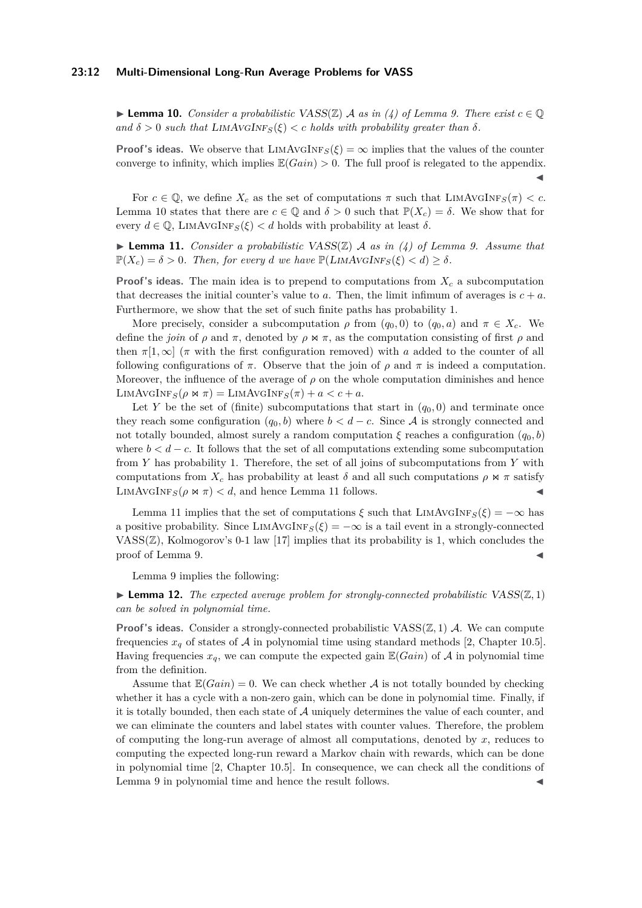▶ **Lemma 10.** *Consider a probabilistic VASS($\mathbb{Z}$) $\mathcal{A}$ as in (4) of Lemma 9. There exist $c \in \mathbb{Q}$ and $\delta > 0$ such that* $\text{LimAvgInf}_S(\xi) < c$ *holds with probability greater than $\delta$.*

**Proof's ideas.** We observe that $\text{LimAvgInf}_S(\xi) = \infty$ implies that the values of the counter converge to infinity, which implies $\mathbb{E}(Gain) > 0$. The full proof is relegated to the appendix. ◀

For $c \in \mathbb{Q}$, we define $X_c$ as the set of computations $\pi$ such that $\text{LimAvgInf}_S(\pi) < c$. Lemma 10 states that there are $c \in \mathbb{Q}$ and $\delta > 0$ such that $\mathbb{P}(X_c) = \delta$. We show that for every $d \in \mathbb{Q}$, $\text{LimAvgInf}_S(\xi) < d$ holds with probability at least $\delta$.

▶ **Lemma 11.** *Consider a probabilistic VASS($\mathbb{Z}$) $\mathcal{A}$ as in (4) of Lemma 9. Assume that $\mathbb{P}(X_c) = \delta > 0$. Then, for every $d$ we have* $\mathbb{P}(\text{LimAvgInf}_S(\xi) < d) \geq \delta$.

**Proof's ideas.** The main idea is to prepend to computations from $X_c$ a subcomputation that decreases the initial counter's value to $a$. Then, the limit infimum of averages is $c + a$. Furthermore, we show that the set of such finite paths has probability 1.

More precisely, consider a subcomputation $\rho$ from $(q_0, 0)$ to $(q_0, a)$ and $\pi \in X_c$. We define the *join* of $\rho$ and $\pi$, denoted by $\rho \bowtie \pi$, as the computation consisting of first $\rho$ and then $\pi[1, \infty]$ ($\pi$ with the first configuration removed) with $a$ added to the counter of all following configurations of $\pi$. Observe that the join of $\rho$ and $\pi$ is indeed a computation. Moreover, the influence of the average of $\rho$ on the whole computation diminishes and hence $\text{LimAvgInf}_S(\rho \bowtie \pi) = \text{LimAvgInf}_S(\pi) + a < c + a$.

Let $Y$ be the set of (finite) subcomputations that start in $(q_0, 0)$ and terminate once they reach some configuration $(q_0, b)$ where $b < d - c$. Since $\mathcal{A}$ is strongly connected and not totally bounded, almost surely a random computation $\xi$ reaches a configuration $(q_0, b)$ where $b < d - c$. It follows that the set of all computations extending some subcomputation from $Y$ has probability 1. Therefore, the set of all joins of subcomputations from $Y$ with computations from $X_c$ has probability at least $\delta$ and all such computations $\rho \bowtie \pi$ satisfy $\text{LimAvgInf}_S(\rho \bowtie \pi) < d$, and hence Lemma 11 follows. ◀

Lemma 11 implies that the set of computations $\xi$ such that $\text{LimAvgInf}_S(\xi) = -\infty$ has a positive probability. Since $\text{LimAvgInf}_S(\xi) = -\infty$ is a tail event in a strongly-connected VASS($\mathbb{Z}$), Kolmogorov's 0-1 law [17] implies that its probability is 1, which concludes the proof of Lemma 9. ◀

Lemma 9 implies the following:

▶ **Lemma 12.** *The expected average problem for strongly-connected probabilistic VASS($\mathbb{Z}, 1$) can be solved in polynomial time.*

**Proof's ideas.** Consider a strongly-connected probabilistic VASS($\mathbb{Z}, 1$) $\mathcal{A}$. We can compute frequencies $x_q$ of states of $\mathcal{A}$ in polynomial time using standard methods [2, Chapter 10.5]. Having frequencies $x_q$, we can compute the expected gain $\mathbb{E}(Gain)$ of $\mathcal{A}$ in polynomial time from the definition.

Assume that $\mathbb{E}(Gain) = 0$. We can check whether $\mathcal{A}$ is not totally bounded by checking whether it has a cycle with a non-zero gain, which can be done in polynomial time. Finally, if it is totally bounded, then each state of $\mathcal{A}$ uniquely determines the value of each counter, and we can eliminate the counters and label states with counter values. Therefore, the problem of computing the long-run average of almost all computations, denoted by $x$, reduces to computing the expected long-run reward a Markov chain with rewards, which can be done in polynomial time [2, Chapter 10.5]. In consequence, we can check all the conditions of Lemma 9 in polynomial time and hence the result follows. ◀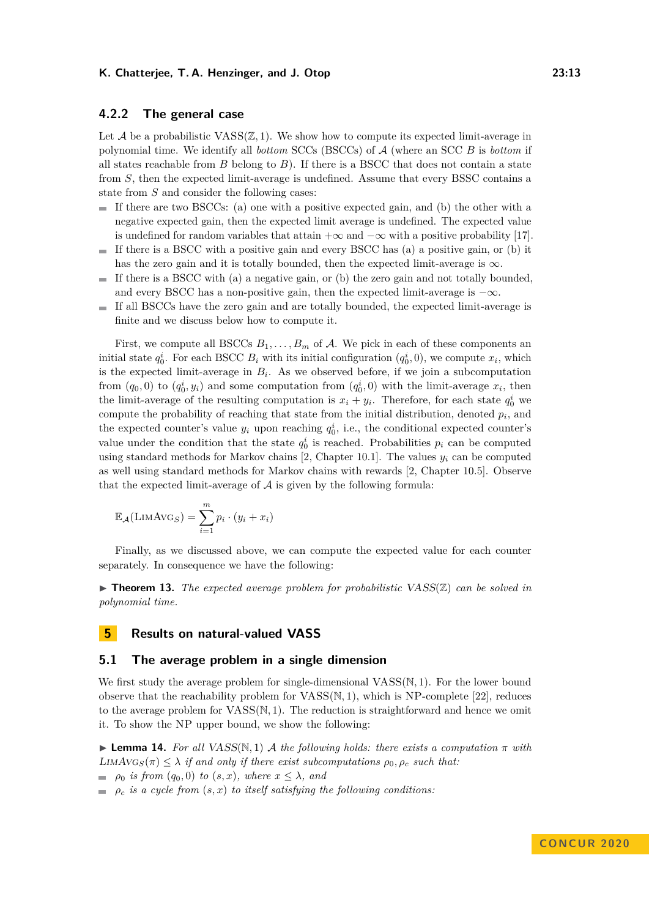### 4.2.2 The general case

Let $\mathcal{A}$ be a probabilistic VASS($\mathbb{Z}$, 1). We show how to compute its expected limit-average in polynomial time. We identify all *bottom* SCCs (BSCCs) of $\mathcal{A}$ (where an SCC $B$ is *bottom* if all states reachable from $B$ belong to $B$). If there is a BSCC that does not contain a state from $S$, then the expected limit-average is undefined. Assume that every BSSC contains a state from $S$ and consider the following cases:

- If there are two BSCCs: (a) one with a positive expected gain, and (b) the other with a negative expected gain, then the expected limit average is undefined. The expected value is undefined for random variables that attain $+\infty$ and $-\infty$ with a positive probability [17].
- If there is a BSCC with a positive gain and every BSCC has (a) a positive gain, or (b) it has the zero gain and it is totally bounded, then the expected limit-average is $\infty$.
- If there is a BSCC with (a) a negative gain, or (b) the zero gain and not totally bounded, and every BSCC has a non-positive gain, then the expected limit-average is $-\infty$.
- If all BSCCs have the zero gain and are totally bounded, the expected limit-average is finite and we discuss below how to compute it.

First, we compute all BSCCs $B_1, \ldots, B_m$ of $\mathcal{A}$. We pick in each of these components an initial state $q_0^i$. For each BSCC $B_i$ with its initial configuration $(q_0^i, 0)$, we compute $x_i$, which is the expected limit-average in $B_i$. As we observed before, if we join a subcomputation from $(q_0, 0)$ to $(q_0^i, y_i)$ and some computation from $(q_0^i, 0)$ with the limit-average $x_i$, then the limit-average of the resulting computation is $x_i + y_i$. Therefore, for each state $q_0^i$ we compute the probability of reaching that state from the initial distribution, denoted $p_i$, and the expected counter's value $y_i$ upon reaching $q_0^i$, i.e., the conditional expected counter's value under the condition that the state $q_0^i$ is reached. Probabilities $p_i$ can be computed using standard methods for Markov chains [2, Chapter 10.1]. The values $y_i$ can be computed as well using standard methods for Markov chains with rewards [2, Chapter 10.5]. Observe that the expected limit-average of $\mathcal{A}$ is given by the following formula:

$$\mathbb{E}_{\mathcal{A}}(\textsc{LimAvg}_S) = \sum_{i=1}^{m} p_i \cdot (y_i + x_i)$$

Finally, as we discussed above, we can compute the expected value for each counter separately. In consequence we have the following:

▶ **Theorem 13.** *The expected average problem for probabilistic VASS($\mathbb{Z}$) can be solved in polynomial time.*

## 5 Results on natural-valued VASS

### 5.1 The average problem in a single dimension

We first study the average problem for single-dimensional VASS($\mathbb{N}$, 1). For the lower bound observe that the reachability problem for VASS($\mathbb{N}$, 1), which is NP-complete [22], reduces to the average problem for VASS($\mathbb{N}$, 1). The reduction is straightforward and hence we omit it. To show the NP upper bound, we show the following:

▶ **Lemma 14.** *For all VASS($\mathbb{N}$, 1) $\mathcal{A}$ the following holds: there exists a computation $\pi$ with $\textsc{LimAvg}_S(\pi) \leq \lambda$ if and only if there exist subcomputations $\rho_0, \rho_c$ such that:*

- *$\rho_0$ is from $(q_0, 0)$ to $(s, x)$, where $x \leq \lambda$, and*
- *$\rho_c$ is a cycle from $(s, x)$ to itself satisfying the following conditions:*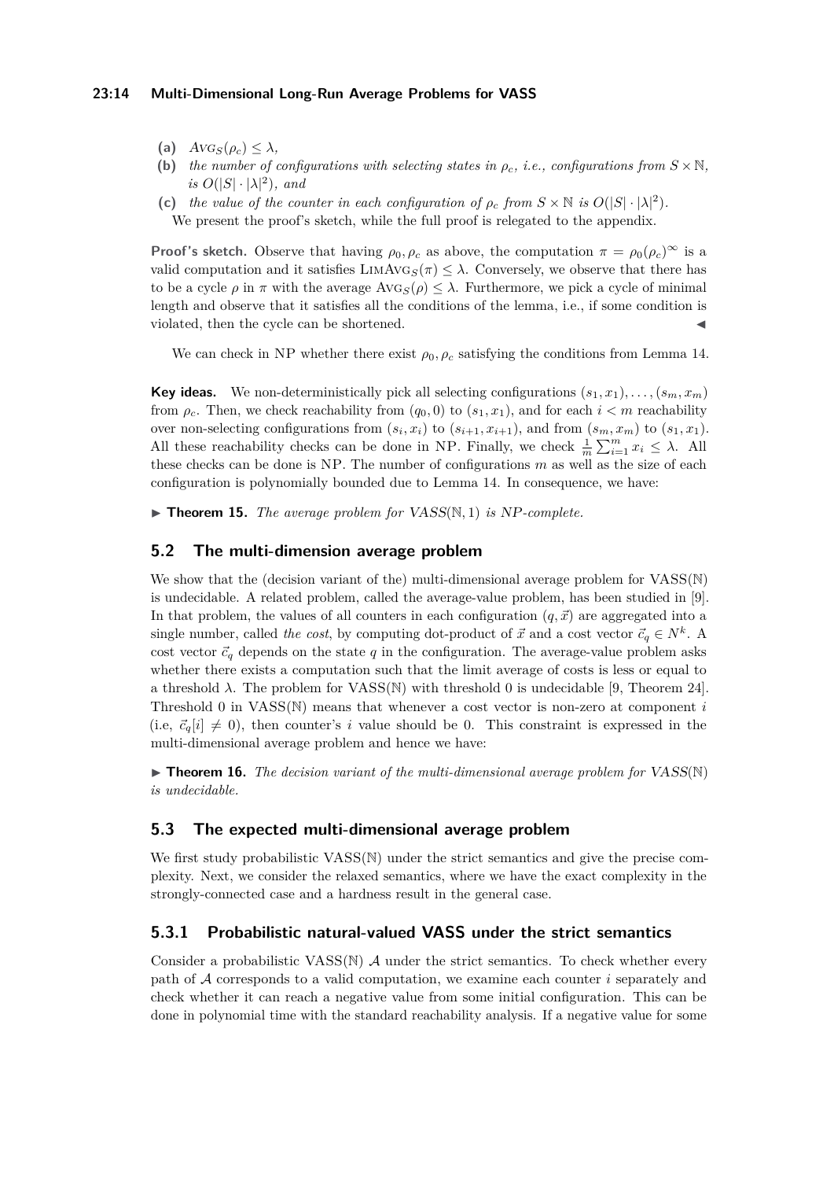**(a)** $\textsc{Avg}_S(\rho_c) \leq \lambda$,

**(b)** *the number of configurations with selecting states in $\rho_c$, i.e., configurations from $S \times \mathbb{N}$, is $O(|S| \cdot |\lambda|^2)$, and*

**(c)** *the value of the counter in each configuration of $\rho_c$ from $S \times \mathbb{N}$ is $O(|S| \cdot |\lambda|^2)$.*

We present the proof's sketch, while the full proof is relegated to the appendix.

**Proof's sketch.** Observe that having $\rho_0, \rho_c$ as above, the computation $\pi = \rho_0(\rho_c)^\infty$ is a valid computation and it satisfies $\textsc{LimAvg}_S(\pi) \leq \lambda$. Conversely, we observe that there has to be a cycle $\rho$ in $\pi$ with the average $\textsc{Avg}_S(\rho) \leq \lambda$. Furthermore, we pick a cycle of minimal length and observe that it satisfies all the conditions of the lemma, i.e., if some condition is violated, then the cycle can be shortened. ◀

We can check in NP whether there exist $\rho_0, \rho_c$ satisfying the conditions from Lemma 14.

**Key ideas.** We non-deterministically pick all selecting configurations $(s_1, x_1), \ldots, (s_m, x_m)$ from $\rho_c$. Then, we check reachability from $(q_0, 0)$ to $(s_1, x_1)$, and for each $i < m$ reachability over non-selecting configurations from $(s_i, x_i)$ to $(s_{i+1}, x_{i+1})$, and from $(s_m, x_m)$ to $(s_1, x_1)$. All these reachability checks can be done in NP. Finally, we check $\frac{1}{m} \sum_{i=1}^{m} x_i \leq \lambda$. All these checks can be done is NP. The number of configurations $m$ as well as the size of each configuration is polynomially bounded due to Lemma 14. In consequence, we have:

▶ **Theorem 15.** *The average problem for VASS$(\mathbb{N}, 1)$ is NP-complete.*

## 5.2 The multi-dimension average problem

We show that the (decision variant of the) multi-dimensional average problem for VASS$(\mathbb{N})$ is undecidable. A related problem, called the average-value problem, has been studied in [9]. In that problem, the values of all counters in each configuration $(q, \vec{x})$ are aggregated into a single number, called *the cost*, by computing dot-product of $\vec{x}$ and a cost vector $\vec{c}_q \in N^k$. A cost vector $\vec{c}_q$ depends on the state $q$ in the configuration. The average-value problem asks whether there exists a computation such that the limit average of costs is less or equal to a threshold $\lambda$. The problem for VASS$(\mathbb{N})$ with threshold 0 is undecidable [9, Theorem 24]. Threshold 0 in VASS$(\mathbb{N})$ means that whenever a cost vector is non-zero at component $i$ (i.e, $\vec{c}_q[i] \neq 0$), then counter's $i$ value should be 0. This constraint is expressed in the multi-dimensional average problem and hence we have:

▶ **Theorem 16.** *The decision variant of the multi-dimensional average problem for VASS$(\mathbb{N})$ is undecidable.*

## 5.3 The expected multi-dimensional average problem

We first study probabilistic VASS$(\mathbb{N})$ under the strict semantics and give the precise complexity. Next, we consider the relaxed semantics, where we have the exact complexity in the strongly-connected case and a hardness result in the general case.

### 5.3.1 Probabilistic natural-valued VASS under the strict semantics

Consider a probabilistic VASS$(\mathbb{N})$ $\mathcal{A}$ under the strict semantics. To check whether every path of $\mathcal{A}$ corresponds to a valid computation, we examine each counter $i$ separately and check whether it can reach a negative value from some initial configuration. This can be done in polynomial time with the standard reachability analysis. If a negative value for some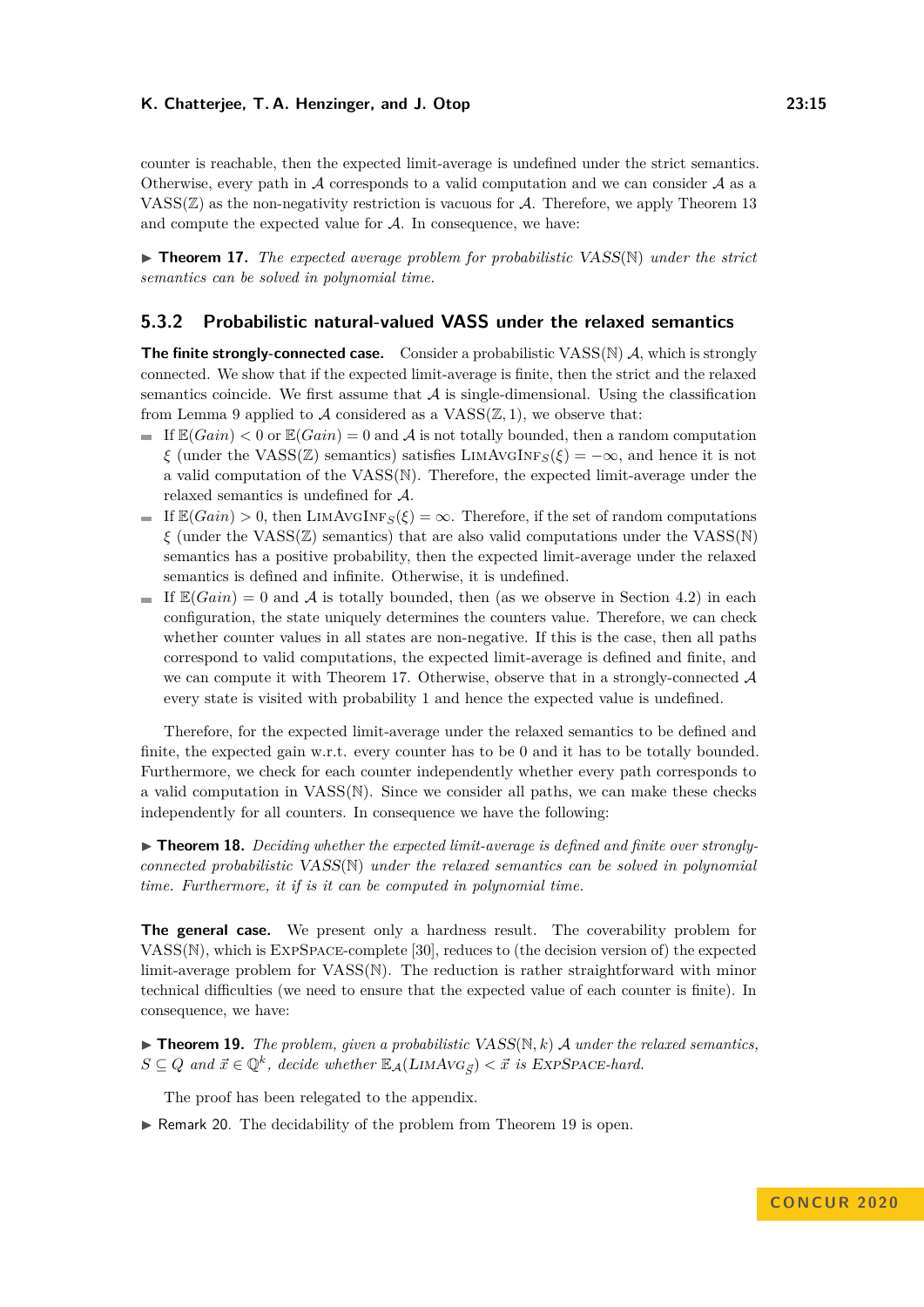counter is reachable, then the expected limit-average is undefined under the strict semantics. Otherwise, every path in $\mathcal{A}$ corresponds to a valid computation and we can consider $\mathcal{A}$ as a VASS($\mathbb{Z}$) as the non-negativity restriction is vacuous for $\mathcal{A}$. Therefore, we apply Theorem 13 and compute the expected value for $\mathcal{A}$. In consequence, we have:

▶ **Theorem 17.** *The expected average problem for probabilistic VASS($\mathbb{N}$) under the strict semantics can be solved in polynomial time.*

### 5.3.2 Probabilistic natural-valued VASS under the relaxed semantics

**The finite strongly-connected case.** Consider a probabilistic VASS($\mathbb{N}$) $\mathcal{A}$, which is strongly connected. We show that if the expected limit-average is finite, then the strict and the relaxed semantics coincide. We first assume that $\mathcal{A}$ is single-dimensional. Using the classification from Lemma 9 applied to $\mathcal{A}$ considered as a VASS($\mathbb{Z}$, 1), we observe that:

- If $\mathbb{E}(Gain) < 0$ or $\mathbb{E}(Gain) = 0$ and $\mathcal{A}$ is not totally bounded, then a random computation $\xi$ (under the VASS($\mathbb{Z}$) semantics) satisfies $\textsc{LimAvgInf}_S(\xi) = -\infty$, and hence it is not a valid computation of the VASS($\mathbb{N}$). Therefore, the expected limit-average under the relaxed semantics is undefined for $\mathcal{A}$.
- If $\mathbb{E}(Gain) > 0$, then $\textsc{LimAvgInf}_S(\xi) = \infty$. Therefore, if the set of random computations $\xi$ (under the VASS($\mathbb{Z}$) semantics) that are also valid computations under the VASS($\mathbb{N}$) semantics has a positive probability, then the expected limit-average under the relaxed semantics is defined and infinite. Otherwise, it is undefined.
- If $\mathbb{E}(Gain) = 0$ and $\mathcal{A}$ is totally bounded, then (as we observe in Section 4.2) in each configuration, the state uniquely determines the counters value. Therefore, we can check whether counter values in all states are non-negative. If this is the case, then all paths correspond to valid computations, the expected limit-average is defined and finite, and we can compute it with Theorem 17. Otherwise, observe that in a strongly-connected $\mathcal{A}$ every state is visited with probability 1 and hence the expected value is undefined.

Therefore, for the expected limit-average under the relaxed semantics to be defined and finite, the expected gain w.r.t. every counter has to be 0 and it has to be totally bounded. Furthermore, we check for each counter independently whether every path corresponds to a valid computation in VASS($\mathbb{N}$). Since we consider all paths, we can make these checks independently for all counters. In consequence we have the following:

▶ **Theorem 18.** *Deciding whether the expected limit-average is defined and finite over strongly-connected probabilistic VASS($\mathbb{N}$) under the relaxed semantics can be solved in polynomial time. Furthermore, it if is it can be computed in polynomial time.*

**The general case.** We present only a hardness result. The coverability problem for VASS($\mathbb{N}$), which is ExpSpace-complete [30], reduces to (the decision version of) the expected limit-average problem for VASS($\mathbb{N}$). The reduction is rather straightforward with minor technical difficulties (we need to ensure that the expected value of each counter is finite). In consequence, we have:

▶ **Theorem 19.** *The problem, given a probabilistic VASS($\mathbb{N}, k$) $\mathcal{A}$ under the relaxed semantics, $S \subseteq Q$ and $\vec{x} \in \mathbb{Q}^k$, decide whether $\mathbb{E}_{\mathcal{A}}(\textsc{LimAvg}_{\vec{S}}) < \vec{x}$ is ExpSpace-hard.*

The proof has been relegated to the appendix.

▶ Remark 20. The decidability of the problem from Theorem 19 is open.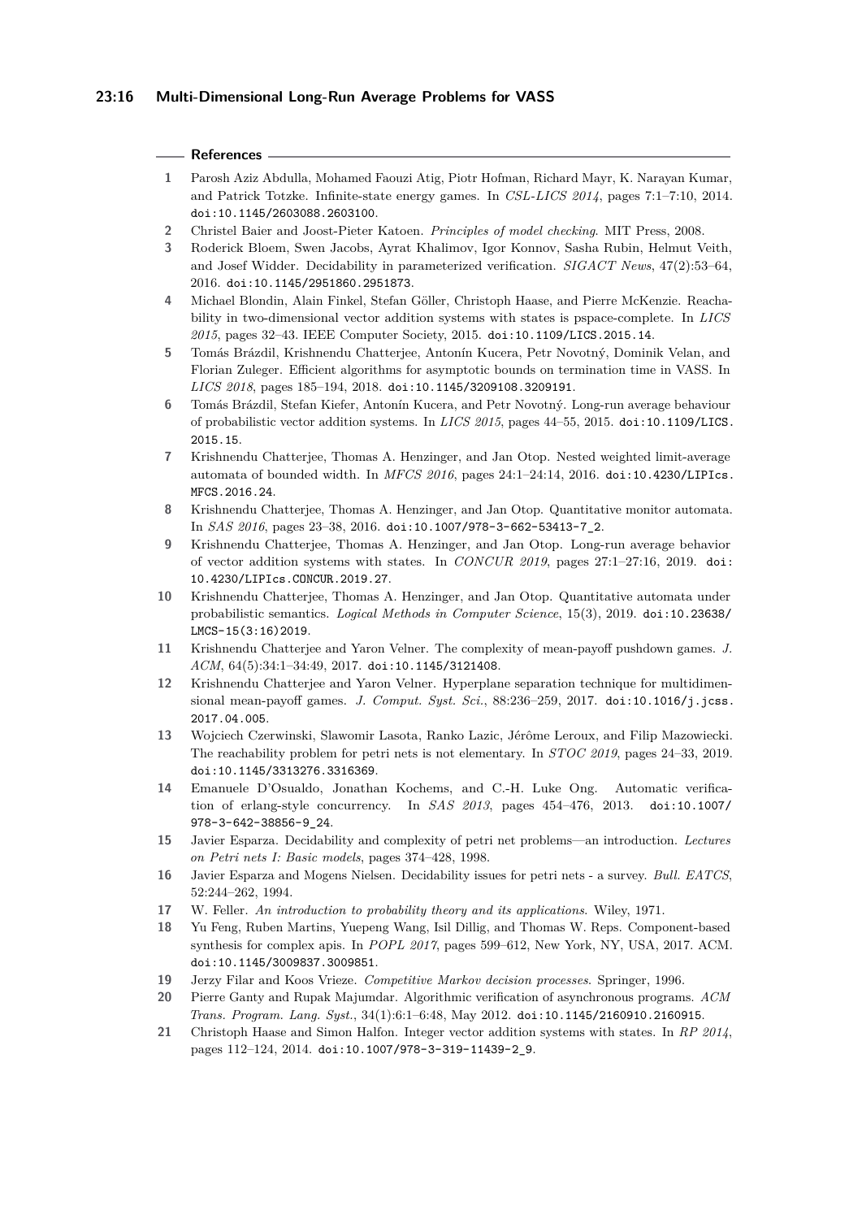## References

1. Parosh Aziz Abdulla, Mohamed Faouzi Atig, Piotr Hofman, Richard Mayr, K. Narayan Kumar, and Patrick Totzke. Infinite-state energy games. In *CSL-LICS 2014*, pages 7:1–7:10, 2014. doi:10.1145/2603088.2603100.
2. Christel Baier and Joost-Pieter Katoen. *Principles of model checking*. MIT Press, 2008.
3. Roderick Bloem, Swen Jacobs, Ayrat Khalimov, Igor Konnov, Sasha Rubin, Helmut Veith, and Josef Widder. Decidability in parameterized verification. *SIGACT News*, 47(2):53–64, 2016. doi:10.1145/2951860.2951873.
4. Michael Blondin, Alain Finkel, Stefan Göller, Christoph Haase, and Pierre McKenzie. Reachability in two-dimensional vector addition systems with states is pspace-complete. In *LICS 2015*, pages 32–43. IEEE Computer Society, 2015. doi:10.1109/LICS.2015.14.
5. Tomás Brázdil, Krishnendu Chatterjee, Antonín Kucera, Petr Novotný, Dominik Velan, and Florian Zuleger. Efficient algorithms for asymptotic bounds on termination time in VASS. In *LICS 2018*, pages 185–194, 2018. doi:10.1145/3209108.3209191.
6. Tomás Brázdil, Stefan Kiefer, Antonín Kucera, and Petr Novotný. Long-run average behaviour of probabilistic vector addition systems. In *LICS 2015*, pages 44–55, 2015. doi:10.1109/LICS.2015.15.
7. Krishnendu Chatterjee, Thomas A. Henzinger, and Jan Otop. Nested weighted limit-average automata of bounded width. In *MFCS 2016*, pages 24:1–24:14, 2016. doi:10.4230/LIPIcs.MFCS.2016.24.
8. Krishnendu Chatterjee, Thomas A. Henzinger, and Jan Otop. Quantitative monitor automata. In *SAS 2016*, pages 23–38, 2016. doi:10.1007/978-3-662-53413-7_2.
9. Krishnendu Chatterjee, Thomas A. Henzinger, and Jan Otop. Long-run average behavior of vector addition systems with states. In *CONCUR 2019*, pages 27:1–27:16, 2019. doi:10.4230/LIPIcs.CONCUR.2019.27.
10. Krishnendu Chatterjee, Thomas A. Henzinger, and Jan Otop. Quantitative automata under probabilistic semantics. *Logical Methods in Computer Science*, 15(3), 2019. doi:10.23638/LMCS-15(3:16)2019.
11. Krishnendu Chatterjee and Yaron Velner. The complexity of mean-payoff pushdown games. *J. ACM*, 64(5):34:1–34:49, 2017. doi:10.1145/3121408.
12. Krishnendu Chatterjee and Yaron Velner. Hyperplane separation technique for multidimensional mean-payoff games. *J. Comput. Syst. Sci.*, 88:236–259, 2017. doi:10.1016/j.jcss.2017.04.005.
13. Wojciech Czerwinski, Slawomir Lasota, Ranko Lazic, Jérôme Leroux, and Filip Mazowiecki. The reachability problem for petri nets is not elementary. In *STOC 2019*, pages 24–33, 2019. doi:10.1145/3313276.3316369.
14. Emanuele D'Osualdo, Jonathan Kochems, and C.-H. Luke Ong. Automatic verification of erlang-style concurrency. In *SAS 2013*, pages 454–476, 2013. doi:10.1007/978-3-642-38856-9_24.
15. Javier Esparza. Decidability and complexity of petri net problems—an introduction. *Lectures on Petri nets I: Basic models*, pages 374–428, 1998.
16. Javier Esparza and Mogens Nielsen. Decidability issues for petri nets - a survey. *Bull. EATCS*, 52:244–262, 1994.
17. W. Feller. *An introduction to probability theory and its applications*. Wiley, 1971.
18. Yu Feng, Ruben Martins, Yuepeng Wang, Isil Dillig, and Thomas W. Reps. Component-based synthesis for complex apis. In *POPL 2017*, pages 599–612, New York, NY, USA, 2017. ACM. doi:10.1145/3009837.3009851.
19. Jerzy Filar and Koos Vrieze. *Competitive Markov decision processes*. Springer, 1996.
20. Pierre Ganty and Rupak Majumdar. Algorithmic verification of asynchronous programs. *ACM Trans. Program. Lang. Syst.*, 34(1):6:1–6:48, May 2012. doi:10.1145/2160910.2160915.
21. Christoph Haase and Simon Halfon. Integer vector addition systems with states. In *RP 2014*, pages 112–124, 2014. doi:10.1007/978-3-319-11439-2_9.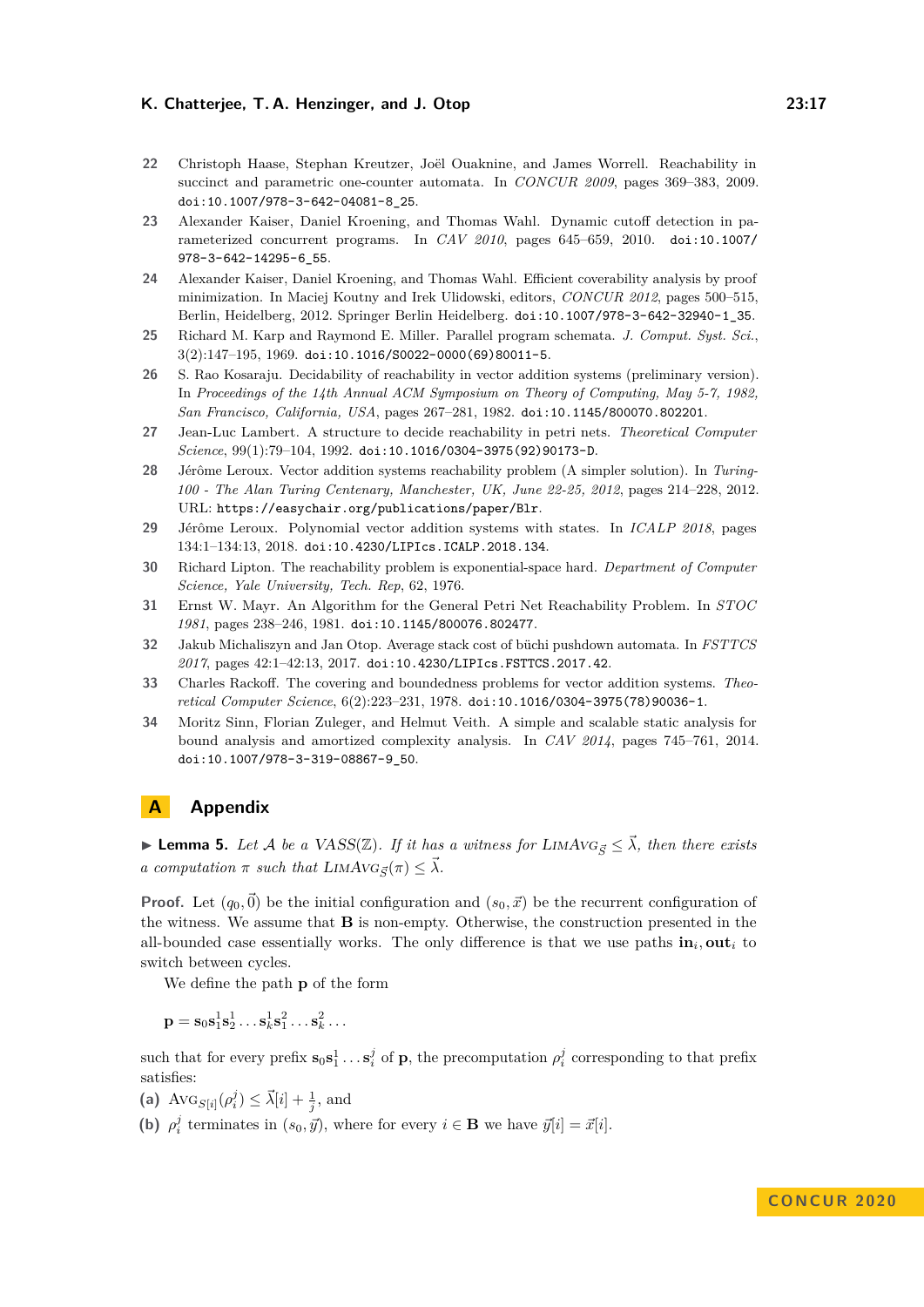22. Christoph Haase, Stephan Kreutzer, Joël Ouaknine, and James Worrell. Reachability in succinct and parametric one-counter automata. In *CONCUR 2009*, pages 369–383, 2009. doi:10.1007/978-3-642-04081-8_25.
23. Alexander Kaiser, Daniel Kroening, and Thomas Wahl. Dynamic cutoff detection in parameterized concurrent programs. In *CAV 2010*, pages 645–659, 2010. doi:10.1007/978-3-642-14295-6_55.
24. Alexander Kaiser, Daniel Kroening, and Thomas Wahl. Efficient coverability analysis by proof minimization. In Maciej Koutny and Irek Ulidowski, editors, *CONCUR 2012*, pages 500–515, Berlin, Heidelberg, 2012. Springer Berlin Heidelberg. doi:10.1007/978-3-642-32940-1_35.
25. Richard M. Karp and Raymond E. Miller. Parallel program schemata. *J. Comput. Syst. Sci.*, 3(2):147–195, 1969. doi:10.1016/S0022-0000(69)80011-5.
26. S. Rao Kosaraju. Decidability of reachability in vector addition systems (preliminary version). In *Proceedings of the 14th Annual ACM Symposium on Theory of Computing, May 5-7, 1982, San Francisco, California, USA*, pages 267–281, 1982. doi:10.1145/800070.802201.
27. Jean-Luc Lambert. A structure to decide reachability in petri nets. *Theoretical Computer Science*, 99(1):79–104, 1992. doi:10.1016/0304-3975(92)90173-D.
28. Jérôme Leroux. Vector addition systems reachability problem (A simpler solution). In *Turing-100 - The Alan Turing Centenary, Manchester, UK, June 22-25, 2012*, pages 214–228, 2012. URL: https://easychair.org/publications/paper/Blr.
29. Jérôme Leroux. Polynomial vector addition systems with states. In *ICALP 2018*, pages 134:1–134:13, 2018. doi:10.4230/LIPIcs.ICALP.2018.134.
30. Richard Lipton. The reachability problem is exponential-space hard. *Department of Computer Science, Yale University, Tech. Rep*, 62, 1976.
31. Ernst W. Mayr. An Algorithm for the General Petri Net Reachability Problem. In *STOC 1981*, pages 238–246, 1981. doi:10.1145/800076.802477.
32. Jakub Michaliszyn and Jan Otop. Average stack cost of büchi pushdown automata. In *FSTTCS 2017*, pages 42:1–42:13, 2017. doi:10.4230/LIPIcs.FSTTCS.2017.42.
33. Charles Rackoff. The covering and boundedness problems for vector addition systems. *Theoretical Computer Science*, 6(2):223–231, 1978. doi:10.1016/0304-3975(78)90036-1.
34. Moritz Sinn, Florian Zuleger, and Helmut Veith. A simple and scalable static analysis for bound analysis and amortized complexity analysis. In *CAV 2014*, pages 745–761, 2014. doi:10.1007/978-3-319-08867-9_50.

# A Appendix

▶ **Lemma 5.** *Let $\mathcal{A}$ be a VASS($\mathbb{Z}$). If it has a witness for $\text{LimAvg}_{\vec{S}} \leq \vec{\lambda}$, then there exists a computation $\pi$ such that $\text{LimAvg}_{\vec{S}}(\pi) \leq \vec{\lambda}$.*

**Proof.** Let $(q_0, \vec{0})$ be the initial configuration and $(s_0, \vec{x})$ be the recurrent configuration of the witness. We assume that $\mathbf{B}$ is non-empty. Otherwise, the construction presented in the all-bounded case essentially works. The only difference is that we use paths $\mathbf{in}_i, \mathbf{out}_i$ to switch between cycles.

We define the path $\mathbf{p}$ of the form

$$\mathbf{p} = \mathbf{s}_0 \mathbf{s}_1^1 \mathbf{s}_2^1 \dots \mathbf{s}_k^1 \mathbf{s}_1^2 \dots \mathbf{s}_k^2 \dots$$

such that for every prefix $\mathbf{s}_0 \mathbf{s}_1^1 \dots \mathbf{s}_i^j$ of $\mathbf{p}$, the precomputation $\rho_i^j$ corresponding to that prefix satisfies:

**(a)** $\text{Avg}_{S[i]}(\rho_i^j) \leq \vec{\lambda}[i] + \frac{1}{j}$, and

**(b)** $\rho_i^j$ terminates in $(s_0, \vec{y})$, where for every $i \in \mathbf{B}$ we have $\vec{y}[i] = \vec{x}[i]$.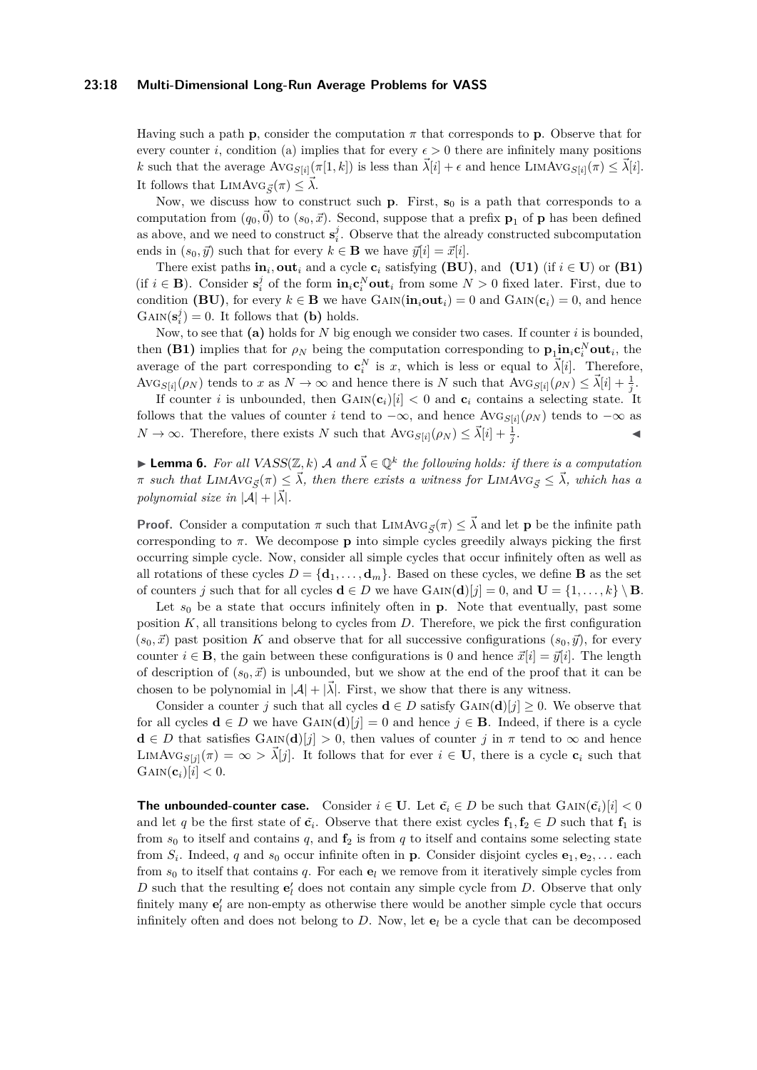Having such a path $\mathbf{p}$, consider the computation $\pi$ that corresponds to $\mathbf{p}$. Observe that for every counter $i$, condition (a) implies that for every $\epsilon > 0$ there are infinitely many positions $k$ such that the average $\mathrm{AVG}_{S[i]}(\pi[1,k])$ is less than $\vec{\lambda}[i] + \epsilon$ and hence $\mathrm{LIMAVG}_{S[i]}(\pi) \leq \vec{\lambda}[i]$. It follows that $\mathrm{LIMAVG}_{\vec{S}}(\pi) \leq \vec{\lambda}$.

Now, we discuss how to construct such $\mathbf{p}$. First, $\mathbf{s}_0$ is a path that corresponds to a computation from $(q_0, \vec{0})$ to $(s_0, \vec{x})$. Second, suppose that a prefix $\mathbf{p}_1$ of $\mathbf{p}$ has been defined as above, and we need to construct $\mathbf{s}_i^j$. Observe that the already constructed subcomputation ends in $(s_0, \vec{y})$ such that for every $k \in \mathbf{B}$ we have $\vec{y}[i] = \vec{x}[i]$.

There exist paths $\mathbf{in}_i, \mathbf{out}_i$ and a cycle $\mathbf{c}_i$ satisfying **(BU)**, and **(U1)** (if $i \in \mathbf{U}$) or **(B1)** (if $i \in \mathbf{B}$). Consider $\mathbf{s}_i^j$ of the form $\mathbf{in}_i \mathbf{c}_i^N \mathbf{out}_i$ from some $N > 0$ fixed later. First, due to condition **(BU)**, for every $k \in \mathbf{B}$ we have $\mathrm{GAIN}(\mathbf{in}_i \mathbf{out}_i) = 0$ and $\mathrm{GAIN}(\mathbf{c}_i) = 0$, and hence $\mathrm{GAIN}(\mathbf{s}_i^j) = 0$. It follows that **(b)** holds.

Now, to see that **(a)** holds for $N$ big enough we consider two cases. If counter $i$ is bounded, then **(B1)** implies that for $\rho_N$ being the computation corresponding to $\mathbf{p}_1 \mathbf{in}_i \mathbf{c}_i^N \mathbf{out}_i$, the average of the part corresponding to $\mathbf{c}_i^N$ is $x$, which is less or equal to $\vec{\lambda}[i]$. Therefore, $\mathrm{AVG}_{S[i]}(\rho_N)$ tends to $x$ as $N \to \infty$ and hence there is $N$ such that $\mathrm{AVG}_{S[i]}(\rho_N) \leq \vec{\lambda}[i] + \frac{1}{j}$.

If counter $i$ is unbounded, then $\mathrm{GAIN}(\mathbf{c}_i)[i] < 0$ and $\mathbf{c}_i$ contains a selecting state. It follows that the values of counter $i$ tend to $-\infty$, and hence $\mathrm{AVG}_{S[i]}(\rho_N)$ tends to $-\infty$ as $N \to \infty$. Therefore, there exists $N$ such that $\mathrm{AVG}_{S[i]}(\rho_N) \leq \vec{\lambda}[i] + \frac{1}{j}$. ◀

▶ **Lemma 6.** *For all VASS$(\mathbb{Z}, k)$ $\mathcal{A}$ and $\vec{\lambda} \in \mathbb{Q}^k$ the following holds: if there is a computation $\pi$ such that $\mathrm{LIMAVG}_{\vec{S}}(\pi) \leq \vec{\lambda}$, then there exists a witness for $\mathrm{LIMAVG}_{\vec{S}} \leq \vec{\lambda}$, which has a polynomial size in $|\mathcal{A}| + |\vec{\lambda}|$.*

**Proof.** Consider a computation $\pi$ such that $\mathrm{LIMAVG}_{\vec{S}}(\pi) \leq \vec{\lambda}$ and let $\mathbf{p}$ be the infinite path corresponding to $\pi$. We decompose $\mathbf{p}$ into simple cycles greedily always picking the first occurring simple cycle. Now, consider all simple cycles that occur infinitely often as well as all rotations of these cycles $D = \{\mathbf{d}_1, \ldots, \mathbf{d}_m\}$. Based on these cycles, we define $\mathbf{B}$ as the set of counters $j$ such that for all cycles $\mathbf{d} \in D$ we have $\mathrm{GAIN}(\mathbf{d})[j] = 0$, and $\mathbf{U} = \{1, \ldots, k\} \setminus \mathbf{B}$.

Let $s_0$ be a state that occurs infinitely often in $\mathbf{p}$. Note that eventually, past some position $K$, all transitions belong to cycles from $D$. Therefore, we pick the first configuration $(s_0, \vec{x})$ past position $K$ and observe that for all successive configurations $(s_0, \vec{y})$, for every counter $i \in \mathbf{B}$, the gain between these configurations is 0 and hence $\vec{x}[i] = \vec{y}[i]$. The length of description of $(s_0, \vec{x})$ is unbounded, but we show at the end of the proof that it can be chosen to be polynomial in $|\mathcal{A}| + |\vec{\lambda}|$. First, we show that there is any witness.

Consider a counter $j$ such that all cycles $\mathbf{d} \in D$ satisfy $\mathrm{GAIN}(\mathbf{d})[j] \geq 0$. We observe that for all cycles $\mathbf{d} \in D$ we have $\mathrm{GAIN}(\mathbf{d})[j] = 0$ and hence $j \in \mathbf{B}$. Indeed, if there is a cycle $\mathbf{d} \in D$ that satisfies $\mathrm{GAIN}(\mathbf{d})[j] > 0$, then values of counter $j$ in $\pi$ tend to $\infty$ and hence $\mathrm{LIMAVG}_{S[j]}(\pi) = \infty > \vec{\lambda}[j]$. It follows that for ever $i \in \mathbf{U}$, there is a cycle $\mathbf{c}_i$ such that $\mathrm{GAIN}(\mathbf{c}_i)[i] < 0$.

**The unbounded-counter case.** Consider $i \in \mathbf{U}$. Let $\tilde{\mathbf{c}}_i \in D$ be such that $\mathrm{GAIN}(\tilde{\mathbf{c}}_i)[i] < 0$ and let $q$ be the first state of $\tilde{\mathbf{c}}_i$. Observe that there exist cycles $\mathbf{f}_1, \mathbf{f}_2 \in D$ such that $\mathbf{f}_1$ is from $s_0$ to itself and contains $q$, and $\mathbf{f}_2$ is from $q$ to itself and contains some selecting state from $S_i$. Indeed, $q$ and $s_0$ occur infinite often in $\mathbf{p}$. Consider disjoint cycles $\mathbf{e}_1, \mathbf{e}_2, \ldots$ each from $s_0$ to itself that contains $q$. For each $\mathbf{e}_l$ we remove from it iteratively simple cycles from $D$ such that the resulting $\mathbf{e}'_l$ does not contain any simple cycle from $D$. Observe that only finitely many $\mathbf{e}'_l$ are non-empty as otherwise there would be another simple cycle that occurs infinitely often and does not belong to $D$. Now, let $\mathbf{e}_l$ be a cycle that can be decomposed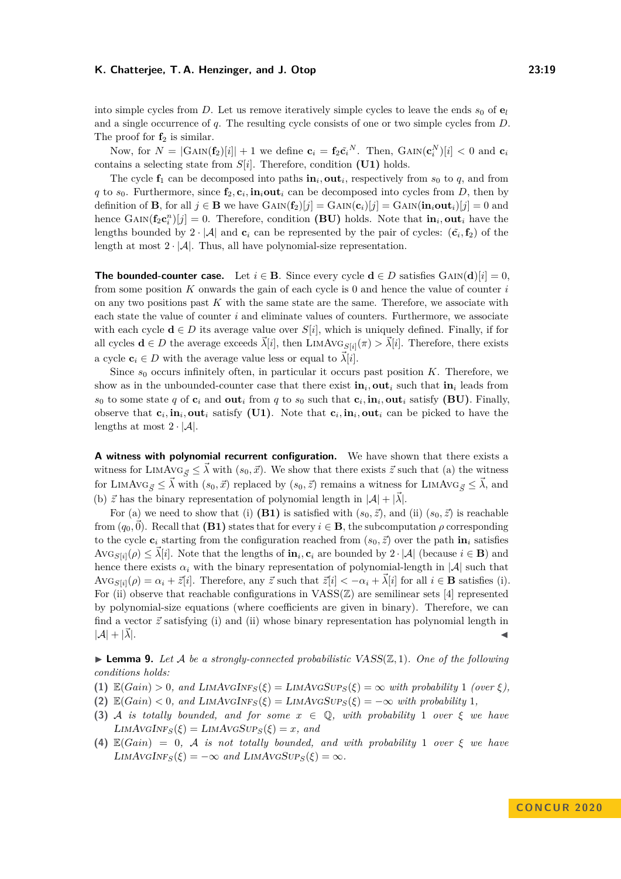into simple cycles from $D$. Let us remove iteratively simple cycles to leave the ends $s_0$ of $\mathbf{e}_l$ and a single occurrence of $q$. The resulting cycle consists of one or two simple cycles from $D$. The proof for $\mathbf{f}_2$ is similar.

Now, for $N = |\text{GAIN}(\mathbf{f}_2)[i]| + 1$ we define $\mathbf{c}_i = \mathbf{f}_2\tilde{\mathbf{c}_i}^N$. Then, $\text{GAIN}(\mathbf{c}_i^N)[i] < 0$ and $\mathbf{c}_i$ contains a selecting state from $S[i]$. Therefore, condition **(U1)** holds.

The cycle $\mathbf{f}_1$ can be decomposed into paths $\mathbf{in}_i, \mathbf{out}_i$, respectively from $s_0$ to $q$, and from $q$ to $s_0$. Furthermore, since $\mathbf{f}_2, \mathbf{c}_i, \mathbf{in}_i\mathbf{out}_i$ can be decomposed into cycles from $D$, then by definition of $\mathbf{B}$, for all $j \in \mathbf{B}$ we have $\text{GAIN}(\mathbf{f}_2)[j] = \text{GAIN}(\mathbf{c}_i)[j] = \text{GAIN}(\mathbf{in}_i\mathbf{out}_i)[j] = 0$ and hence $\text{GAIN}(\mathbf{f}_2\mathbf{c}_i^n)[j] = 0$. Therefore, condition **(BU)** holds. Note that $\mathbf{in}_i, \mathbf{out}_i$ have the lengths bounded by $2 \cdot |\mathcal{A}|$ and $\mathbf{c}_i$ can be represented by the pair of cycles: $(\tilde{\mathbf{c}_i}, \mathbf{f}_2)$ of the length at most $2 \cdot |\mathcal{A}|$. Thus, all have polynomial-size representation.

**The bounded-counter case.** Let $i \in \mathbf{B}$. Since every cycle $\mathbf{d} \in D$ satisfies $\text{GAIN}(\mathbf{d})[i] = 0$, from some position $K$ onwards the gain of each cycle is 0 and hence the value of counter $i$ on any two positions past $K$ with the same state are the same. Therefore, we associate with each state the value of counter $i$ and eliminate values of counters. Furthermore, we associate with each cycle $\mathbf{d} \in D$ its average value over $S[i]$, which is uniquely defined. Finally, if for all cycles $\mathbf{d} \in D$ the average exceeds $\vec{\lambda}[i]$, then $\text{LIMAVG}_{S[i]}(\pi) > \vec{\lambda}[i]$. Therefore, there exists a cycle $\mathbf{c}_i \in D$ with the average value less or equal to $\vec{\lambda}[i]$.

Since $s_0$ occurs infinitely often, in particular it occurs past position $K$. Therefore, we show as in the unbounded-counter case that there exist $\mathbf{in}_i, \mathbf{out}_i$ such that $\mathbf{in}_i$ leads from $s_0$ to some state $q$ of $\mathbf{c}_i$ and $\mathbf{out}_i$ from $q$ to $s_0$ such that $\mathbf{c}_i, \mathbf{in}_i, \mathbf{out}_i$ satisfy **(BU)**. Finally, observe that $\mathbf{c}_i, \mathbf{in}_i, \mathbf{out}_i$ satisfy **(U1)**. Note that $\mathbf{c}_i, \mathbf{in}_i, \mathbf{out}_i$ can be picked to have the lengths at most $2 \cdot |\mathcal{A}|$.

**A witness with polynomial recurrent configuration.** We have shown that there exists a witness for $\text{LIMAVG}_{\vec{S}} \leq \vec{\lambda}$ with $(s_0, \vec{x})$. We show that there exists $\vec{z}$ such that (a) the witness for $\text{LIMAVG}_{\vec{S}} \leq \vec{\lambda}$ with $(s_0, \vec{x})$ replaced by $(s_0, \vec{z})$ remains a witness for $\text{LIMAVG}_{\vec{S}} \leq \vec{\lambda}$, and (b) $\vec{z}$ has the binary representation of polynomial length in $|\mathcal{A}| + |\vec{\lambda}|$.

For (a) we need to show that (i) **(B1)** is satisfied with $(s_0, \vec{z})$, and (ii) $(s_0, \vec{z})$ is reachable from $(q_0, \vec{0})$. Recall that **(B1)** states that for every $i \in \mathbf{B}$, the subcomputation $\rho$ corresponding to the cycle $\mathbf{c}_i$ starting from the configuration reached from $(s_0, \vec{z})$ over the path $\mathbf{in}_i$ satisfies $\text{AVG}_{S[i]}(\rho) \leq \vec{\lambda}[i]$. Note that the lengths of $\mathbf{in}_i, \mathbf{c}_i$ are bounded by $2 \cdot |\mathcal{A}|$ (because $i \in \mathbf{B}$) and hence there exists $\alpha_i$ with the binary representation of polynomial-length in $|\mathcal{A}|$ such that $\text{AVG}_{S[i]}(\rho) = \alpha_i + \vec{z}[i]$. Therefore, any $\vec{z}$ such that $\vec{z}[i] < -\alpha_i + \vec{\lambda}[i]$ for all $i \in \mathbf{B}$ satisfies (i). For (ii) observe that reachable configurations in $\text{VASS}(\mathbb{Z})$ are semilinear sets [4] represented by polynomial-size equations (where coefficients are given in binary). Therefore, we can find a vector $\vec{z}$ satisfying (i) and (ii) whose binary representation has polynomial length in $|\mathcal{A}| + |\vec{\lambda}|$. ◀

▶ **Lemma 9.** *Let $\mathcal{A}$ be a strongly-connected probabilistic $\text{VASS}(\mathbb{Z}, 1)$. One of the following conditions holds:*

**(1)** *$\mathbb{E}(Gain) > 0$, and $\text{LIMAVGINF}_S(\xi) = \text{LIMAVGSUP}_S(\xi) = \infty$ with probability 1 (over $\xi$),*

**(2)** *$\mathbb{E}(Gain) < 0$, and $\text{LIMAVGINF}_S(\xi) = \text{LIMAVGSUP}_S(\xi) = -\infty$ with probability 1,*

**(3)** *$\mathcal{A}$ is totally bounded, and for some $x \in \mathbb{Q}$, with probability 1 over $\xi$ we have $\text{LIMAVGINF}_S(\xi) = \text{LIMAVGSUP}_S(\xi) = x$, and*

**(4)** *$\mathbb{E}(Gain) = 0$, $\mathcal{A}$ is not totally bounded, and with probability 1 over $\xi$ we have $\text{LIMAVGINF}_S(\xi) = -\infty$ and $\text{LIMAVGSUP}_S(\xi) = \infty$.*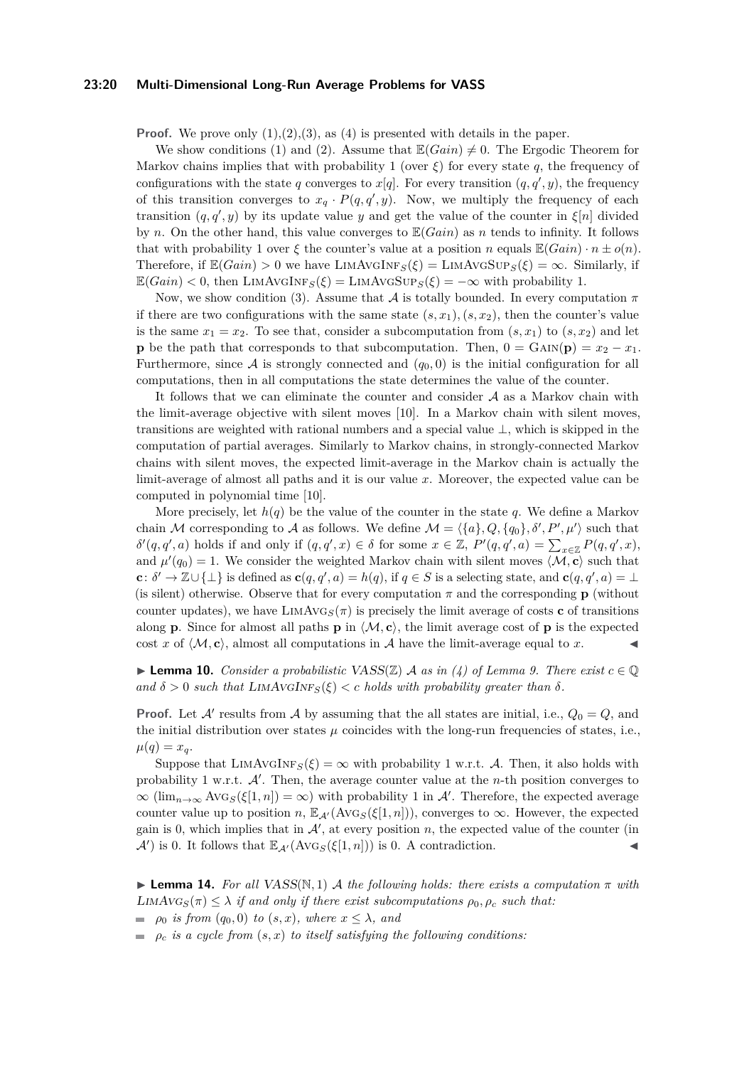**Proof.** We prove only (1),(2),(3), as (4) is presented with details in the paper.

We show conditions (1) and (2). Assume that $\mathbb{E}(Gain) \neq 0$. The Ergodic Theorem for Markov chains implies that with probability 1 (over $\xi$) for every state $q$, the frequency of configurations with the state $q$ converges to $x[q]$. For every transition $(q, q', y)$, the frequency of this transition converges to $x_q \cdot P(q, q', y)$. Now, we multiply the frequency of each transition $(q, q', y)$ by its update value $y$ and get the value of the counter in $\xi[n]$ divided by $n$. On the other hand, this value converges to $\mathbb{E}(Gain)$ as $n$ tends to infinity. It follows that with probability 1 over $\xi$ the counter's value at a position $n$ equals $\mathbb{E}(Gain) \cdot n \pm o(n)$. Therefore, if $\mathbb{E}(Gain) > 0$ we have $\textsc{LimAvgInf}_S(\xi) = \textsc{LimAvgSup}_S(\xi) = \infty$. Similarly, if $\mathbb{E}(Gain) < 0$, then $\textsc{LimAvgInf}_S(\xi) = \textsc{LimAvgSup}_S(\xi) = -\infty$ with probability 1.

Now, we show condition (3). Assume that $\mathcal{A}$ is totally bounded. In every computation $\pi$ if there are two configurations with the same state $(s, x_1), (s, x_2)$, then the counter's value is the same $x_1 = x_2$. To see that, consider a subcomputation from $(s, x_1)$ to $(s, x_2)$ and let $\mathbf{p}$ be the path that corresponds to that subcomputation. Then, $0 = \textsc{Gain}(\mathbf{p}) = x_2 - x_1$. Furthermore, since $\mathcal{A}$ is strongly connected and $(q_0, 0)$ is the initial configuration for all computations, then in all computations the state determines the value of the counter.

It follows that we can eliminate the counter and consider $\mathcal{A}$ as a Markov chain with the limit-average objective with silent moves [10]. In a Markov chain with silent moves, transitions are weighted with rational numbers and a special value $\perp$, which is skipped in the computation of partial averages. Similarly to Markov chains, in strongly-connected Markov chains with silent moves, the expected limit-average in the Markov chain is actually the limit-average of almost all paths and it is our value $x$. Moreover, the expected value can be computed in polynomial time [10].

More precisely, let $h(q)$ be the value of the counter in the state $q$. We define a Markov chain $\mathcal{M}$ corresponding to $\mathcal{A}$ as follows. We define $\mathcal{M} = \langle \{a\}, Q, \{q_0\}, \delta', P', \mu' \rangle$ such that $\delta'(q, q', a)$ holds if and only if $(q, q', x) \in \delta$ for some $x \in \mathbb{Z}$, $P'(q, q', a) = \sum_{x \in \mathbb{Z}} P(q, q', x)$, and $\mu'(q_0) = 1$. We consider the weighted Markov chain with silent moves $\langle \mathcal{M}, \mathbf{c} \rangle$ such that $\mathbf{c} \colon \delta' \to \mathbb{Z} \cup \{\perp\}$ is defined as $\mathbf{c}(q, q', a) = h(q)$, if $q \in S$ is a selecting state, and $\mathbf{c}(q, q', a) = \perp$ (is silent) otherwise. Observe that for every computation $\pi$ and the corresponding $\mathbf{p}$ (without counter updates), we have $\textsc{LimAvg}_S(\pi)$ is precisely the limit average of costs $\mathbf{c}$ of transitions along $\mathbf{p}$. Since for almost all paths $\mathbf{p}$ in $\langle \mathcal{M}, \mathbf{c} \rangle$, the limit average cost of $\mathbf{p}$ is the expected cost $x$ of $\langle \mathcal{M}, \mathbf{c} \rangle$, almost all computations in $\mathcal{A}$ have the limit-average equal to $x$. ◀

▶ **Lemma 10.** *Consider a probabilistic VASS($\mathbb{Z}$) $\mathcal{A}$ as in (4) of Lemma 9. There exist $c \in \mathbb{Q}$ and $\delta > 0$ such that $\textsc{LimAvgInf}_S(\xi) < c$ holds with probability greater than $\delta$.*

**Proof.** Let $\mathcal{A}'$ results from $\mathcal{A}$ by assuming that the all states are initial, i.e., $Q_0 = Q$, and the initial distribution over states $\mu$ coincides with the long-run frequencies of states, i.e., $\mu(q) = x_q$.

Suppose that $\textsc{LimAvgInf}_S(\xi) = \infty$ with probability 1 w.r.t. $\mathcal{A}$. Then, it also holds with probability 1 w.r.t. $\mathcal{A}'$. Then, the average counter value at the $n$-th position converges to $\infty$ ($\lim_{n\to\infty} \textsc{Avg}_S(\xi[1, n]) = \infty$) with probability 1 in $\mathcal{A}'$. Therefore, the expected average counter value up to position $n$, $\mathbb{E}_{\mathcal{A}'}(\textsc{Avg}_S(\xi[1, n]))$, converges to $\infty$. However, the expected gain is 0, which implies that in $\mathcal{A}'$, at every position $n$, the expected value of the counter (in $\mathcal{A}'$) is 0. It follows that $\mathbb{E}_{\mathcal{A}'}(\textsc{Avg}_S(\xi[1, n]))$ is 0. A contradiction. ◀

▶ **Lemma 14.** *For all VASS($\mathbb{N}, 1$) $\mathcal{A}$ the following holds: there exists a computation $\pi$ with $\textsc{LimAvg}_S(\pi) \leq \lambda$ if and only if there exist subcomputations $\rho_0, \rho_c$ such that:*

- *$\rho_0$ is from $(q_0, 0)$ to $(s, x)$, where $x \leq \lambda$, and*
- *$\rho_c$ is a cycle from $(s, x)$ to itself satisfying the following conditions:*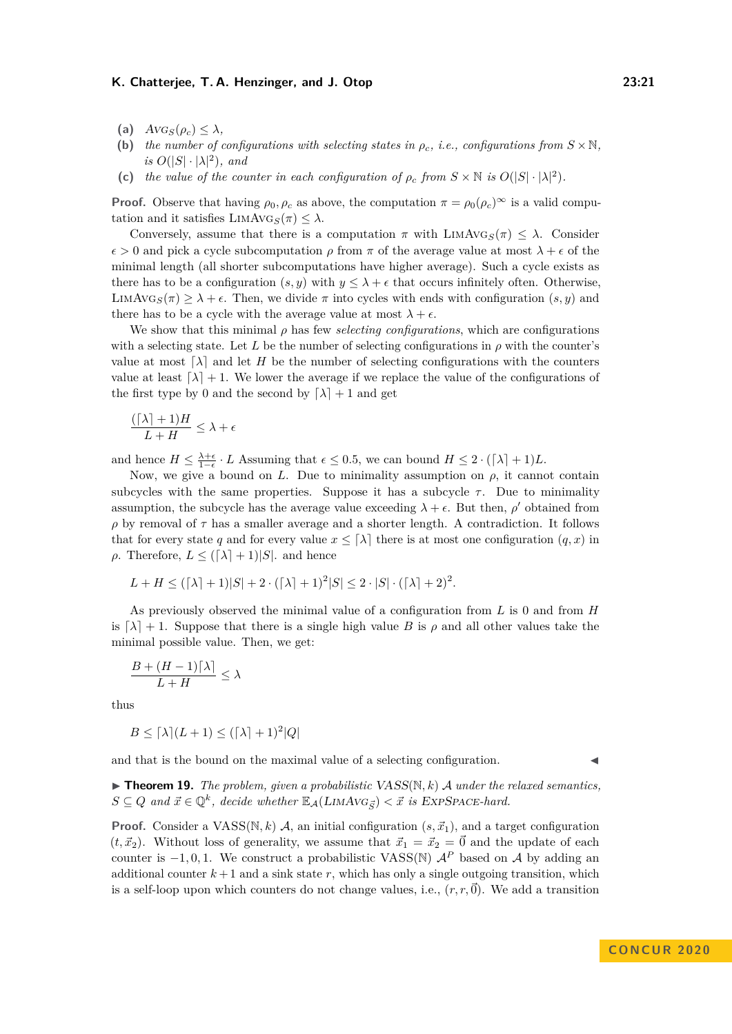**(a)** $\textsc{Avg}_S(\rho_c) \leq \lambda$,

**(b)** the number of configurations with selecting states in $\rho_c$, i.e., configurations from $S \times \mathbb{N}$, is $O(|S| \cdot |\lambda|^2)$, and

**(c)** the value of the counter in each configuration of $\rho_c$ from $S \times \mathbb{N}$ is $O(|S| \cdot |\lambda|^2)$.

**Proof.** Observe that having $\rho_0, \rho_c$ as above, the computation $\pi = \rho_0(\rho_c)^\infty$ is a valid computation and it satisfies $\textsc{LimAvg}_S(\pi) \leq \lambda$.

Conversely, assume that there is a computation $\pi$ with $\textsc{LimAvg}_S(\pi) \leq \lambda$. Consider $\epsilon > 0$ and pick a cycle subcomputation $\rho$ from $\pi$ of the average value at most $\lambda + \epsilon$ of the minimal length (all shorter subcomputations have higher average). Such a cycle exists as there has to be a configuration $(s, y)$ with $y \leq \lambda + \epsilon$ that occurs infinitely often. Otherwise, $\textsc{LimAvg}_S(\pi) \geq \lambda + \epsilon$. Then, we divide $\pi$ into cycles with ends with configuration $(s, y)$ and there has to be a cycle with the average value at most $\lambda + \epsilon$.

We show that this minimal $\rho$ has few *selecting configurations*, which are configurations with a selecting state. Let $L$ be the number of selecting configurations in $\rho$ with the counter's value at most $\lceil \lambda \rceil$ and let $H$ be the number of selecting configurations with the counters value at least $\lceil \lambda \rceil + 1$. We lower the average if we replace the value of the configurations of the first type by 0 and the second by $\lceil \lambda \rceil + 1$ and get

$$\frac{(\lceil \lambda \rceil + 1)H}{L + H} \leq \lambda + \epsilon$$

and hence $H \leq \frac{\lambda + \epsilon}{1 - \epsilon} \cdot L$ Assuming that $\epsilon \leq 0.5$, we can bound $H \leq 2 \cdot (\lceil \lambda \rceil + 1)L$.

Now, we give a bound on $L$. Due to minimality assumption on $\rho$, it cannot contain subcycles with the same properties. Suppose it has a subcycle $\tau$. Due to minimality assumption, the subcycle has the average value exceeding $\lambda + \epsilon$. But then, $\rho'$ obtained from $\rho$ by removal of $\tau$ has a smaller average and a shorter length. A contradiction. It follows that for every state $q$ and for every value $x \leq \lceil \lambda \rceil$ there is at most one configuration $(q, x)$ in $\rho$. Therefore, $L \leq (\lceil \lambda \rceil + 1)|S|$. and hence

$$L + H \leq (\lceil \lambda \rceil + 1)|S| + 2 \cdot (\lceil \lambda \rceil + 1)^2 |S| \leq 2 \cdot |S| \cdot (\lceil \lambda \rceil + 2)^2.$$

As previously observed the minimal value of a configuration from $L$ is 0 and from $H$ is $\lceil \lambda \rceil + 1$. Suppose that there is a single high value $B$ is $\rho$ and all other values take the minimal possible value. Then, we get:

$$\frac{B + (H-1)\lceil \lambda \rceil}{L + H} \leq \lambda$$

thus

$$B \leq \lceil \lambda \rceil (L + 1) \leq (\lceil \lambda \rceil + 1)^2 |Q|$$

and that is the bound on the maximal value of a selecting configuration. ◀

**▶ Theorem 19.** *The problem, given a probabilistic VASS$(\mathbb{N}, k)$ $\mathcal{A}$ under the relaxed semantics, $S \subseteq Q$ and $\vec{x} \in \mathbb{Q}^k$, decide whether $\mathbb{E}_{\mathcal{A}}(\textsc{LimAvg}_{\vec{S}}) < \vec{x}$ is* ExpSpace*-hard.*

**Proof.** Consider a VASS$(\mathbb{N}, k)$ $\mathcal{A}$, an initial configuration $(s, \vec{x}_1)$, and a target configuration $(t, \vec{x}_2)$. Without loss of generality, we assume that $\vec{x}_1 = \vec{x}_2 = \vec{0}$ and the update of each counter is $-1, 0, 1$. We construct a probabilistic VASS$(\mathbb{N})$ $\mathcal{A}^P$ based on $\mathcal{A}$ by adding an additional counter $k+1$ and a sink state $r$, which has only a single outgoing transition, which is a self-loop upon which counters do not change values, i.e., $(r, r, \vec{0})$. We add a transition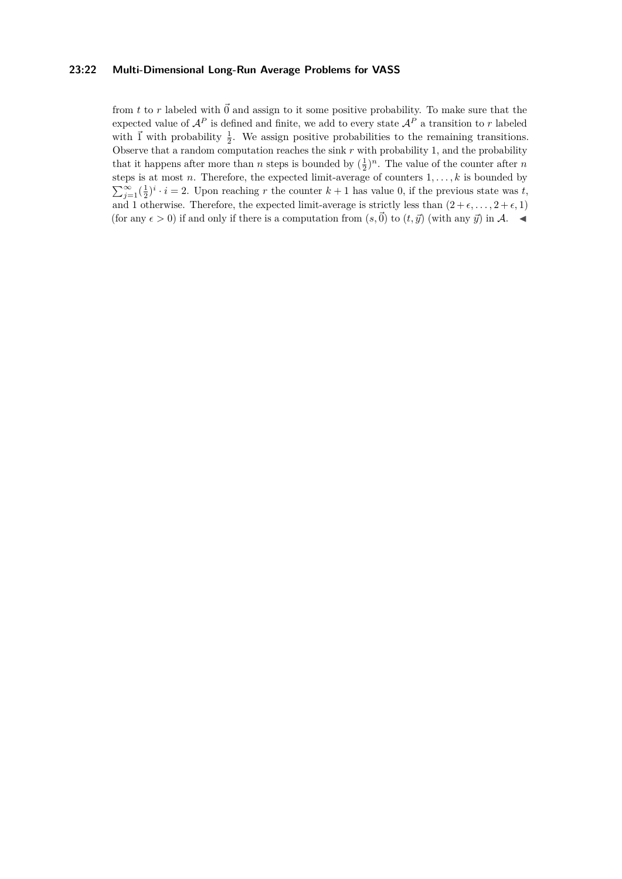from $t$ to $r$ labeled with $\vec{0}$ and assign to it some positive probability. To make sure that the expected value of $\mathcal{A}^P$ is defined and finite, we add to every state $\mathcal{A}^P$ a transition to $r$ labeled with $\vec{1}$ with probability $\frac{1}{2}$. We assign positive probabilities to the remaining transitions. Observe that a random computation reaches the sink $r$ with probability 1, and the probability that it happens after more than $n$ steps is bounded by $(\frac{1}{2})^n$. The value of the counter after $n$ steps is at most $n$. Therefore, the expected limit-average of counters $1, \ldots, k$ is bounded by $\sum_{j=1}^{\infty} (\frac{1}{2})^i \cdot i = 2$. Upon reaching $r$ the counter $k+1$ has value 0, if the previous state was $t$, and 1 otherwise. Therefore, the expected limit-average is strictly less than $(2+\epsilon, \ldots, 2+\epsilon, 1)$ (for any $\epsilon > 0$) if and only if there is a computation from $(s, \vec{0})$ to $(t, \vec{y})$ (with any $\vec{y}$) in $\mathcal{A}$. ◂